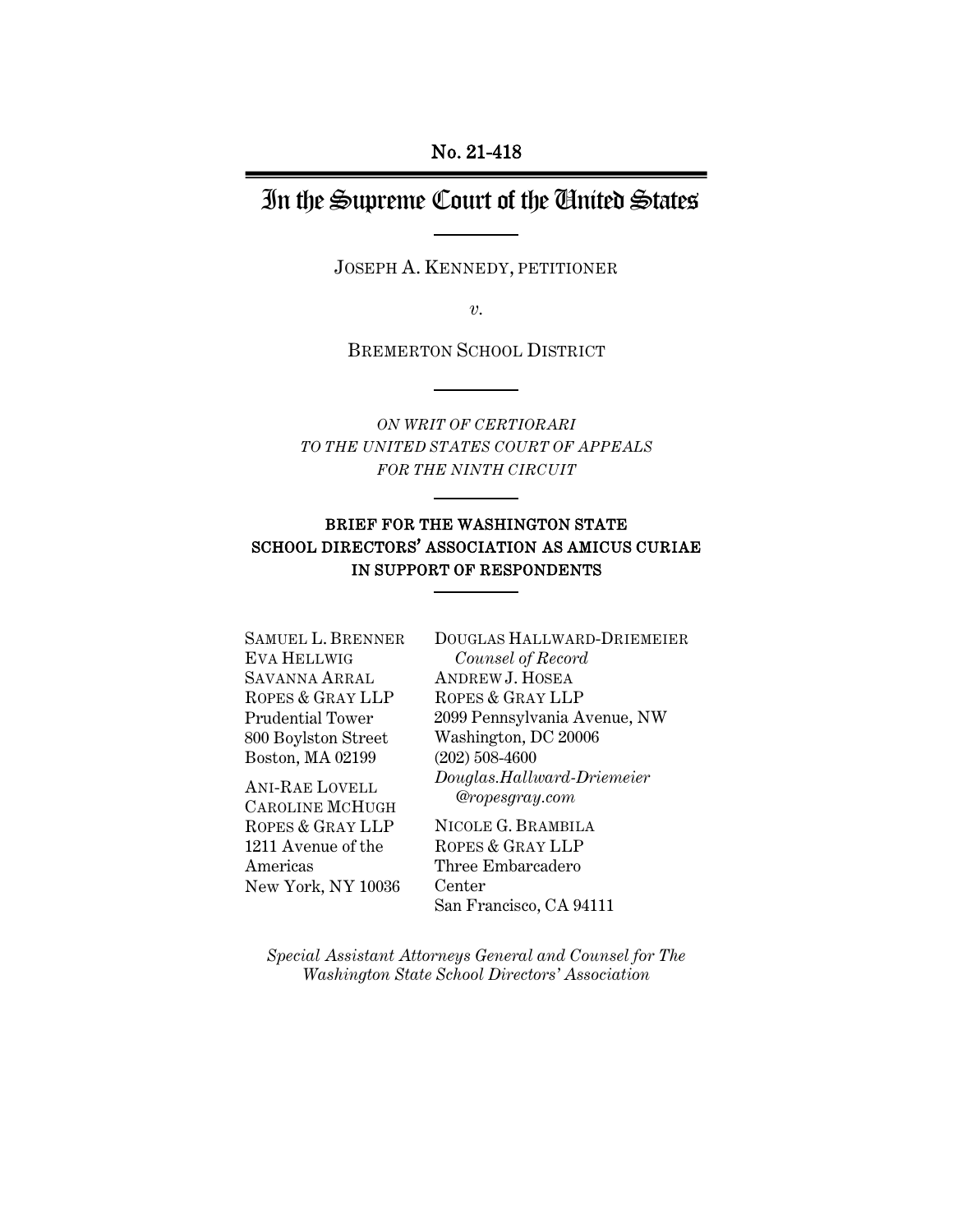No. 21-418

# In the Supreme Court of the United States

JOSEPH A. KENNEDY, PETITIONER

*v.*

BREMERTON SCHOOL DISTRICT

*ON WRIT OF CERTIORARI*
*TO THE UNITED STATES COURT OF APPEALS*
*FOR THE NINTH CIRCUIT*

## BRIEF FOR THE WASHINGTON STATE SCHOOL DIRECTORS' ASSOCIATION AS AMICUS CURIAE IN SUPPORT OF RESPONDENTS

DOUGLAS HALLWARD-DRIEMEIER
*Counsel of Record*
ANDREW J. HOSEA
ROPES & GRAY LLP
2099 Pennsylvania Avenue, NW
Washington, DC 20006
(202) 508-4600
*Douglas.Hallward-Driemeier@ropesgray.com*

NICOLE G. BRAMBILA
ROPES & GRAY LLP
Three Embarcadero Center
San Francisco, CA 94111

SAMUEL L. BRENNER
EVA HELLWIG
SAVANNA ARRAL
ROPES & GRAY LLP
Prudential Tower
800 Boylston Street
Boston, MA 02199

ANI-RAE LOVELL
CAROLINE MCHUGH
ROPES & GRAY LLP
1211 Avenue of the Americas
New York, NY 10036

*Special Assistant Attorneys General and Counsel for The Washington State School Directors' Association*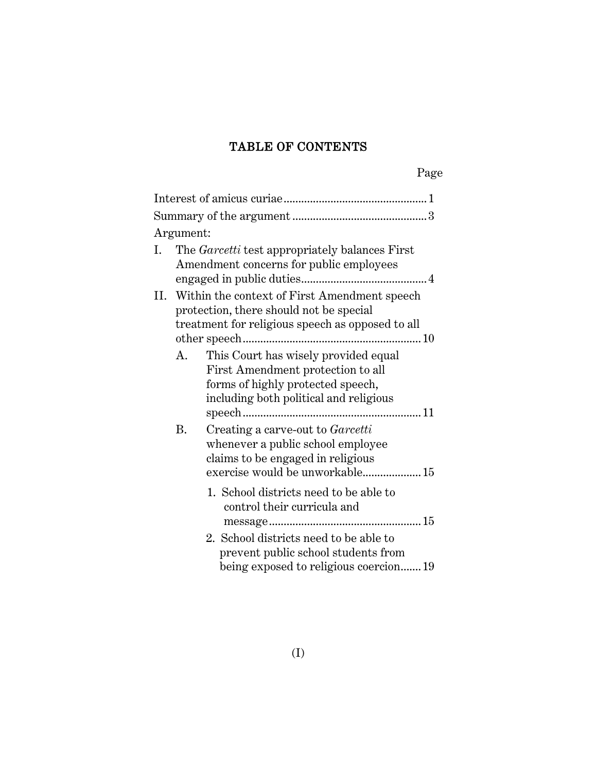# TABLE OF CONTENTS

Page

Interest of amicus curiae ................................................ 1

Summary of the argument ............................................. 3

Argument:

I. The *Garcetti* test appropriately balances First Amendment concerns for public employees engaged in public duties .......................................... 4

II. Within the context of First Amendment speech protection, there should not be special treatment for religious speech as opposed to all other speech ............................................................ 10

   A. This Court has wisely provided equal First Amendment protection to all forms of highly protected speech, including both political and religious speech ............................................................ 11

   B. Creating a carve-out to *Garcetti* whenever a public school employee claims to be engaged in religious exercise would be unworkable.................... 15

      1. School districts need to be able to control their curricula and message .................................................... 15

      2. School districts need to be able to prevent public school students from being exposed to religious coercion....... 19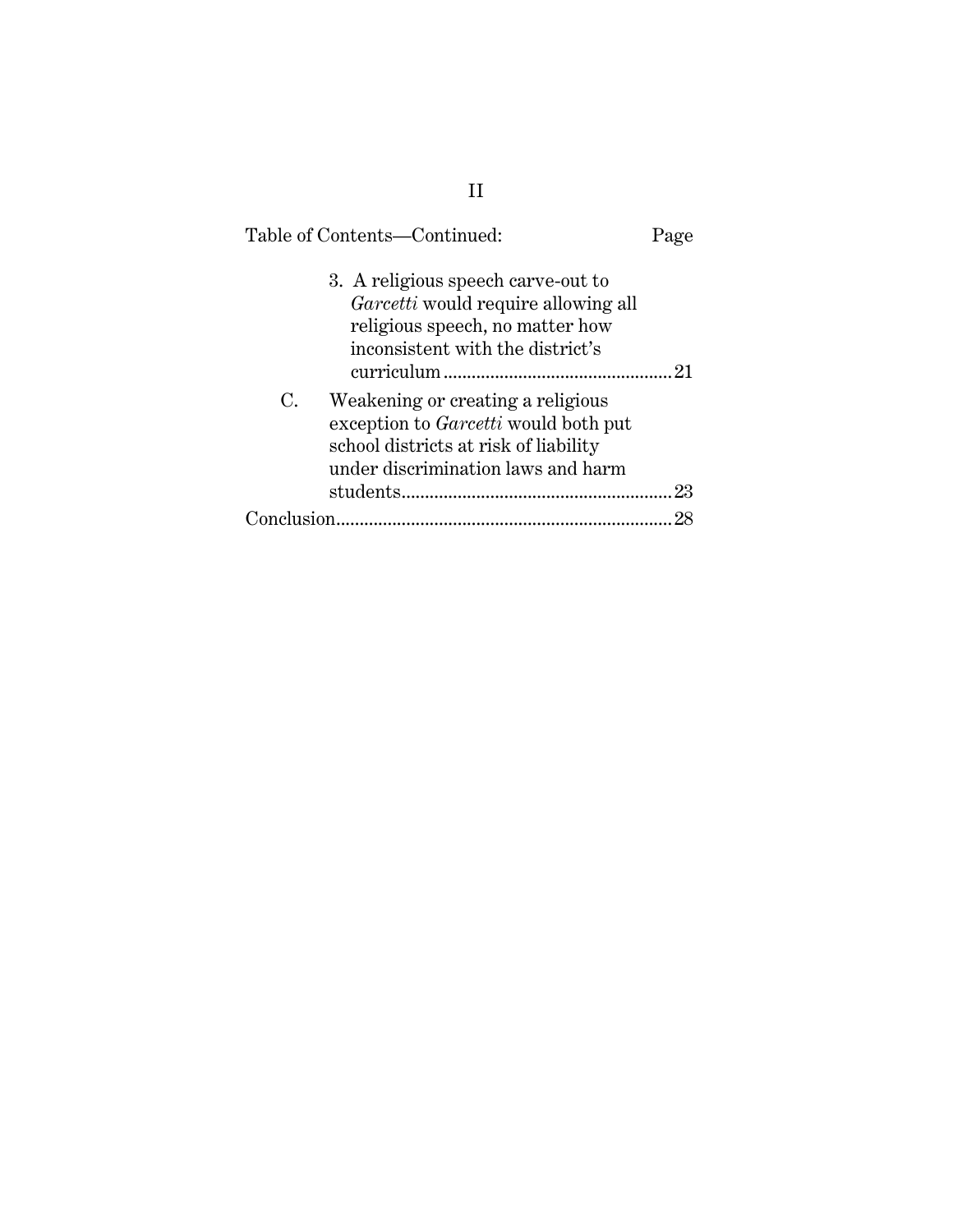Table of Contents—Continued: Page

3. A religious speech carve-out to *Garcetti* would require allowing all religious speech, no matter how inconsistent with the district's curriculum ............ 21

C. Weakening or creating a religious exception to *Garcetti* would both put school districts at risk of liability under discrimination laws and harm students ............ 23

Conclusion ............ 28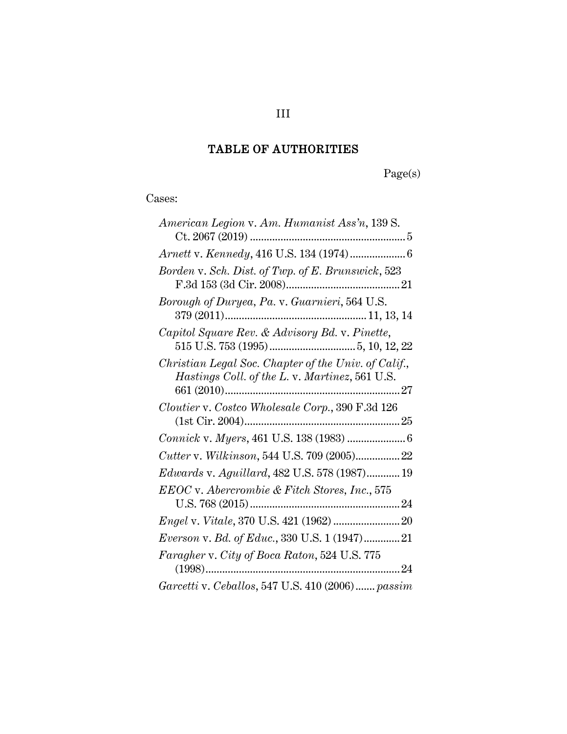# TABLE OF AUTHORITIES

Page(s)

Cases:

*American Legion* v. *Am. Humanist Ass'n*, 139 S. Ct. 2067 (2019) ........................................................ 5

*Arnett* v. *Kennedy*, 416 U.S. 134 (1974) .................... 6

*Borden* v. *Sch. Dist. of Twp. of E. Brunswick*, 523 F.3d 153 (3d Cir. 2008) ........................................ 21

*Borough of Duryea, Pa.* v. *Guarnieri*, 564 U.S. 379 (2011) .................................................. 11, 13, 14

*Capitol Square Rev. & Advisory Bd.* v. *Pinette*, 515 U.S. 753 (1995) .............................. 5, 10, 12, 22

*Christian Legal Soc. Chapter of the Univ. of Calif., Hastings Coll. of the L.* v. *Martinez*, 561 U.S. 661 (2010) ............................................................ 27

*Cloutier* v. *Costco Wholesale Corp.*, 390 F.3d 126 (1st Cir. 2004) ...................................................... 25

*Connick* v. *Myers*, 461 U.S. 138 (1983) ..................... 6

*Cutter* v. *Wilkinson*, 544 U.S. 709 (2005) ................ 22

*Edwards* v. *Aguillard*, 482 U.S. 578 (1987) ............ 19

*EEOC* v. *Abercrombie & Fitch Stores, Inc.*, 575 U.S. 768 (2015) ..................................................... 24

*Engel* v. *Vitale*, 370 U.S. 421 (1962) ........................ 20

*Everson* v. *Bd. of Educ.*, 330 U.S. 1 (1947) ............. 21

*Faragher* v. *City of Boca Raton*, 524 U.S. 775 (1998) .................................................................... 24

*Garcetti* v. *Ceballos*, 547 U.S. 410 (2006) ....... *passim*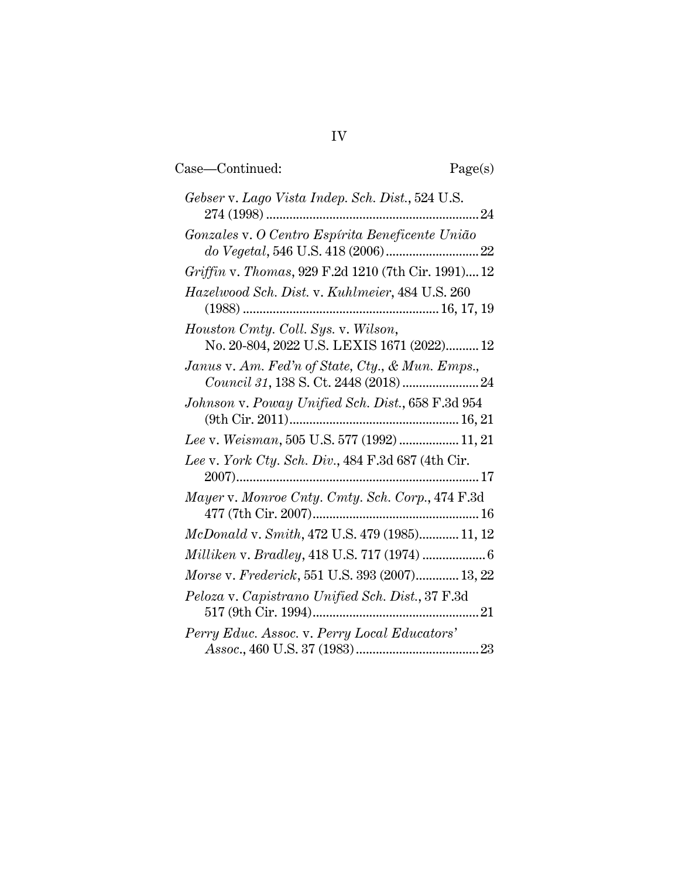Case—Continued: Page(s)

*Gebser* v. *Lago Vista Indep. Sch. Dist.*, 524 U.S. 274 (1998) ................................................................ 24

*Gonzales* v. *O Centro Espírita Beneficente União do Vegetal*, 546 U.S. 418 (2006) ............................ 22

*Griffin* v. *Thomas*, 929 F.2d 1210 (7th Cir. 1991).... 12

*Hazelwood Sch. Dist.* v. *Kuhlmeier*, 484 U.S. 260 (1988) ........................................................... 16, 17, 19

*Houston Cmty. Coll. Sys.* v. *Wilson*, No. 20-804, 2022 U.S. LEXIS 1671 (2022).......... 12

*Janus* v. *Am. Fed'n of State, Cty., & Mun. Emps., Council 31*, 138 S. Ct. 2448 (2018) ....................... 24

*Johnson* v. *Poway Unified Sch. Dist.*, 658 F.3d 954 (9th Cir. 2011)................................................. 16, 21

*Lee* v. *Weisman*, 505 U.S. 577 (1992) .................. 11, 21

*Lee* v. *York Cty. Sch. Div.*, 484 F.3d 687 (4th Cir. 2007)......................................................................... 17

*Mayer* v. *Monroe Cnty. Cmty. Sch. Corp.*, 474 F.3d 477 (7th Cir. 2007).................................................. 16

*McDonald* v. *Smith*, 472 U.S. 479 (1985)............ 11, 12

*Milliken* v. *Bradley*, 418 U.S. 717 (1974) ................... 6

*Morse* v. *Frederick*, 551 U.S. 393 (2007)............. 13, 22

*Peloza* v. *Capistrano Unified Sch. Dist.*, 37 F.3d 517 (9th Cir. 1994).................................................. 21

*Perry Educ. Assoc.* v. *Perry Local Educators' Assoc.*, 460 U.S. 37 (1983) ..................................... 23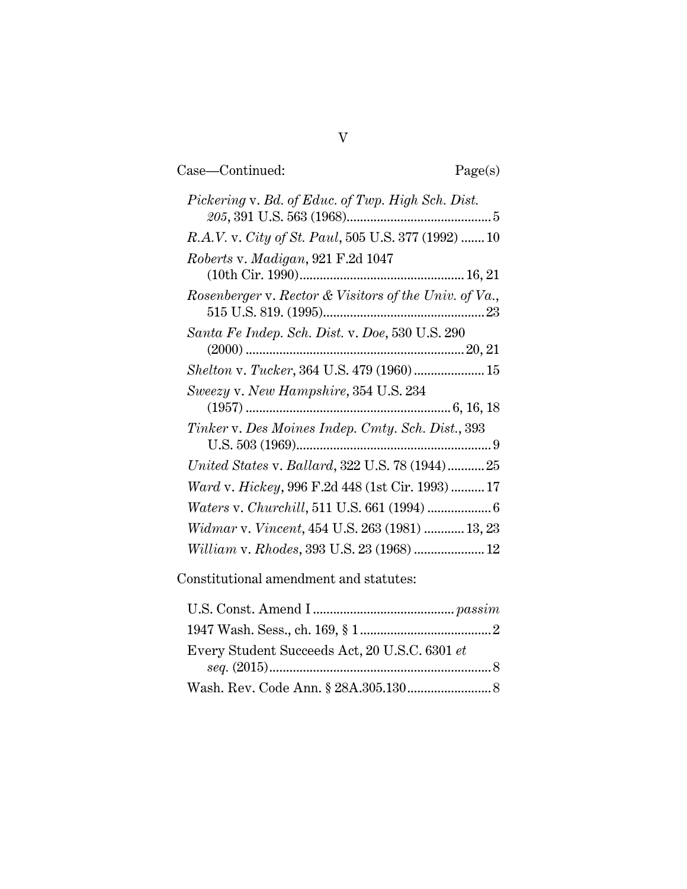Case—Continued: Page(s)

*Pickering* v. *Bd. of Educ. of Twp. High Sch. Dist. 205*, 391 U.S. 563 (1968)........................................... 5

*R.A.V.* v. *City of St. Paul*, 505 U.S. 377 (1992) ....... 10

*Roberts* v. *Madigan*, 921 F.2d 1047 (10th Cir. 1990)................................................ 16, 21

*Rosenberger* v. *Rector & Visitors of the Univ. of Va.*, 515 U.S. 819. (1995)................................................ 23

*Santa Fe Indep. Sch. Dist.* v. *Doe*, 530 U.S. 290 (2000) ................................................................ 20, 21

*Shelton* v. *Tucker*, 364 U.S. 479 (1960) ..................... 15

*Sweezy* v. *New Hampshire*, 354 U.S. 234 (1957) ............................................................ 6, 16, 18

*Tinker* v. *Des Moines Indep. Cmty. Sch. Dist.*, 393 U.S. 503 (1969).......................................................... 9

*United States* v. *Ballard*, 322 U.S. 78 (1944)........... 25

*Ward* v. *Hickey*, 996 F.2d 448 (1st Cir. 1993) .......... 17

*Waters* v. *Churchill*, 511 U.S. 661 (1994) ................... 6

*Widmar* v. *Vincent*, 454 U.S. 263 (1981) ............ 13, 23

*William* v. *Rhodes*, 393 U.S. 23 (1968) ..................... 12

Constitutional amendment and statutes:

U.S. Const. Amend I ......................................... *passim*

1947 Wash. Sess., ch. 169, § 1 ...................................... 2

Every Student Succeeds Act, 20 U.S.C. 6301 *et seq.* (2015).................................................................. 8

Wash. Rev. Code Ann. § 28A.305.130......................... 8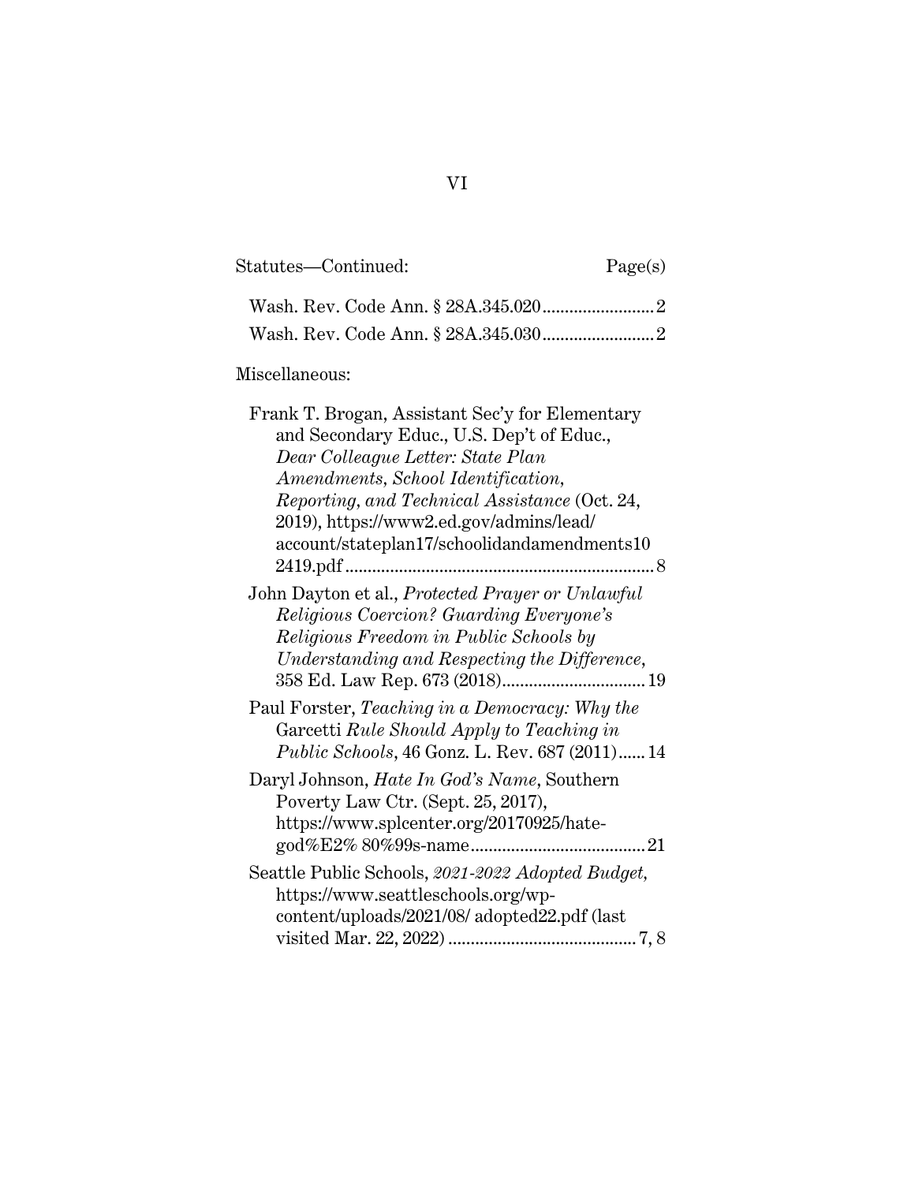Statutes—Continued: Page(s)

Wash. Rev. Code Ann. § 28A.345.020 ........................ 2

Wash. Rev. Code Ann. § 28A.345.030 ........................ 2

Miscellaneous:

Frank T. Brogan, Assistant Sec'y for Elementary and Secondary Educ., U.S. Dep't of Educ., *Dear Colleague Letter: State Plan Amendments, School Identification, Reporting, and Technical Assistance* (Oct. 24, 2019), https://www2.ed.gov/admins/lead/account/stateplan17/schoolidandamendments102419.pdf ........................ 8

John Dayton et al., *Protected Prayer or Unlawful Religious Coercion? Guarding Everyone's Religious Freedom in Public Schools by Understanding and Respecting the Difference*, 358 Ed. Law Rep. 673 (2018) ........................ 19

Paul Forster, *Teaching in a Democracy: Why the* Garcetti *Rule Should Apply to Teaching in Public Schools*, 46 Gonz. L. Rev. 687 (2011) ...... 14

Daryl Johnson, *Hate In God's Name*, Southern Poverty Law Ctr. (Sept. 25, 2017), https://www.splcenter.org/20170925/hate-god%E2% 80%99s-name ........................ 21

Seattle Public Schools, *2021-2022 Adopted Budget*, https://www.seattleschools.org/wp-content/uploads/2021/08/ adopted22.pdf (last visited Mar. 22, 2022) ........................ 7, 8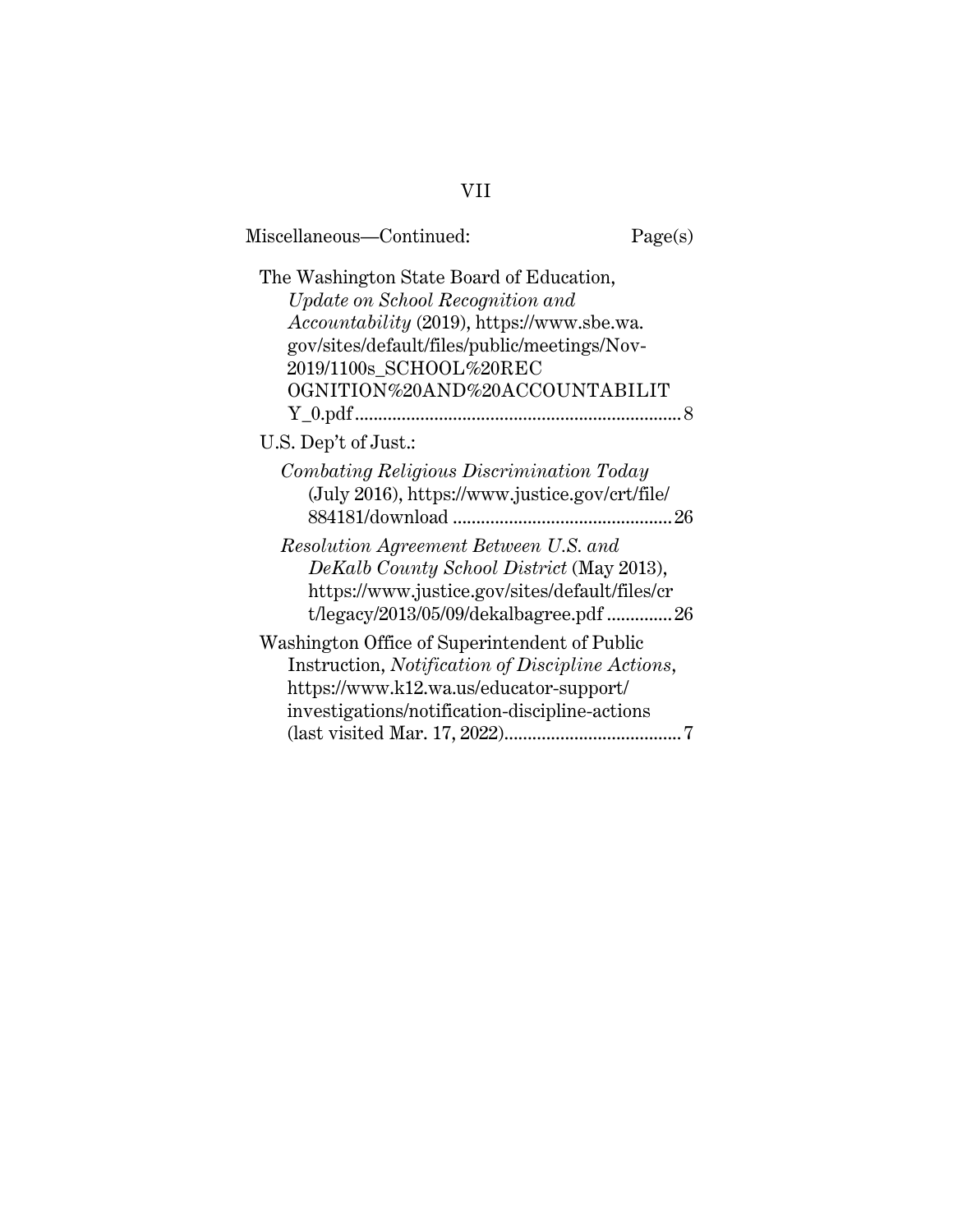Miscellaneous—Continued: Page(s)

The Washington State Board of Education, *Update on School Recognition and Accountability* (2019), https://www.sbe.wa.gov/sites/default/files/public/meetings/Nov-2019/1100s_SCHOOL%20RECOGNITION%20AND%20ACCOUNTABILITY_0.pdf ..... 8

U.S. Dep't of Just.:

- *Combating Religious Discrimination Today* (July 2016), https://www.justice.gov/crt/file/884181/download ..... 26
- *Resolution Agreement Between U.S. and DeKalb County School District* (May 2013), https://www.justice.gov/sites/default/files/crt/legacy/2013/05/09/dekalbagree.pdf ..... 26

Washington Office of Superintendent of Public Instruction, *Notification of Discipline Actions*, https://www.k12.wa.us/educator-support/investigations/notification-discipline-actions (last visited Mar. 17, 2022) ..... 7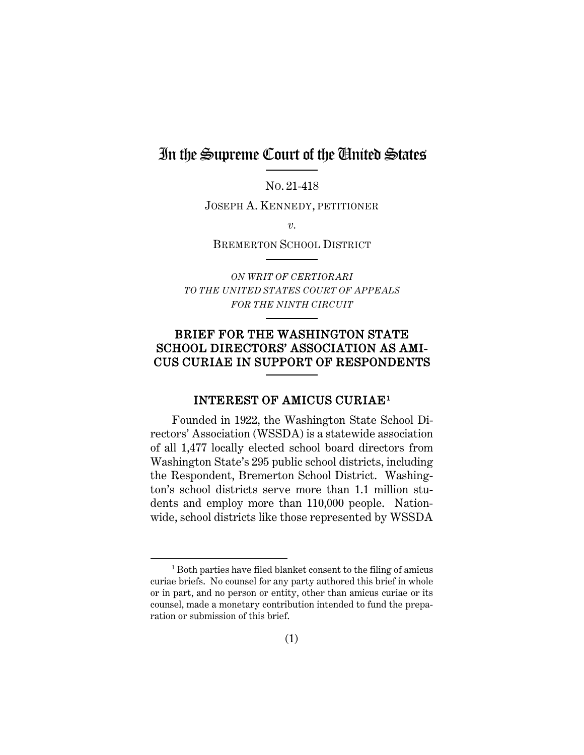# In the Supreme Court of the United States

NO. 21-418

JOSEPH A. KENNEDY, PETITIONER

*v.*

BREMERTON SCHOOL DISTRICT

*ON WRIT OF CERTIORARI*
*TO THE UNITED STATES COURT OF APPEALS*
*FOR THE NINTH CIRCUIT*

## BRIEF FOR THE WASHINGTON STATE SCHOOL DIRECTORS' ASSOCIATION AS AMICUS CURIAE IN SUPPORT OF RESPONDENTS

### INTEREST OF AMICUS CURIAE[1]

Founded in 1922, the Washington State School Directors' Association (WSSDA) is a statewide association of all 1,477 locally elected school board directors from Washington State's 295 public school districts, including the Respondent, Bremerton School District. Washington's school districts serve more than 1.1 million students and employ more than 110,000 people. Nationwide, school districts like those represented by WSSDA

[1] Both parties have filed blanket consent to the filing of amicus curiae briefs. No counsel for any party authored this brief in whole or in part, and no person or entity, other than amicus curiae or its counsel, made a monetary contribution intended to fund the preparation or submission of this brief.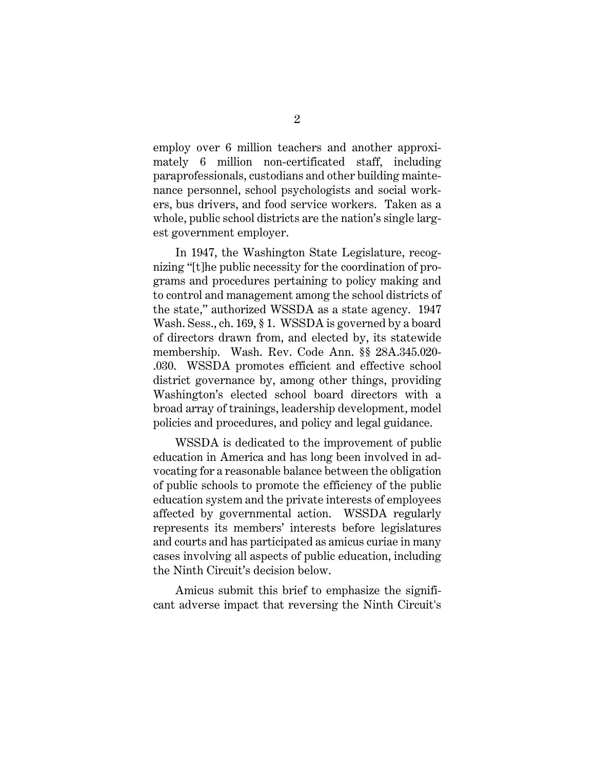employ over 6 million teachers and another approximately 6 million non-certificated staff, including paraprofessionals, custodians and other building maintenance personnel, school psychologists and social workers, bus drivers, and food service workers. Taken as a whole, public school districts are the nation's single largest government employer.

In 1947, the Washington State Legislature, recognizing "[t]he public necessity for the coordination of programs and procedures pertaining to policy making and to control and management among the school districts of the state," authorized WSSDA as a state agency. 1947 Wash. Sess., ch. 169, § 1. WSSDA is governed by a board of directors drawn from, and elected by, its statewide membership. Wash. Rev. Code Ann. §§ 28A.345.020-.030. WSSDA promotes efficient and effective school district governance by, among other things, providing Washington's elected school board directors with a broad array of trainings, leadership development, model policies and procedures, and policy and legal guidance.

WSSDA is dedicated to the improvement of public education in America and has long been involved in advocating for a reasonable balance between the obligation of public schools to promote the efficiency of the public education system and the private interests of employees affected by governmental action. WSSDA regularly represents its members' interests before legislatures and courts and has participated as amicus curiae in many cases involving all aspects of public education, including the Ninth Circuit's decision below.

Amicus submit this brief to emphasize the significant adverse impact that reversing the Ninth Circuit's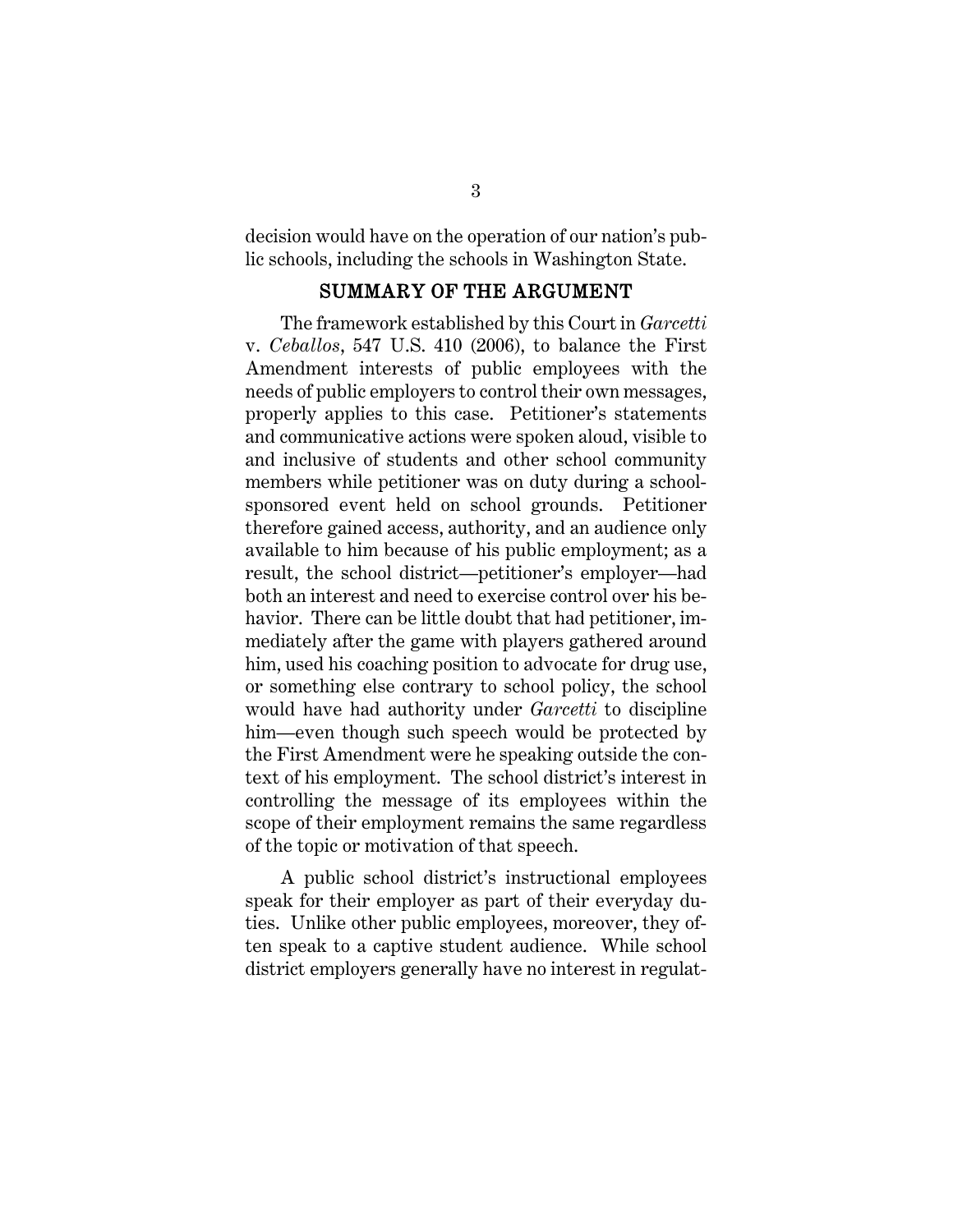decision would have on the operation of our nation's public schools, including the schools in Washington State.

## SUMMARY OF THE ARGUMENT

The framework established by this Court in *Garcetti* v. *Ceballos*, 547 U.S. 410 (2006), to balance the First Amendment interests of public employees with the needs of public employers to control their own messages, properly applies to this case. Petitioner's statements and communicative actions were spoken aloud, visible to and inclusive of students and other school community members while petitioner was on duty during a school-sponsored event held on school grounds. Petitioner therefore gained access, authority, and an audience only available to him because of his public employment; as a result, the school district—petitioner's employer—had both an interest and need to exercise control over his behavior. There can be little doubt that had petitioner, immediately after the game with players gathered around him, used his coaching position to advocate for drug use, or something else contrary to school policy, the school would have had authority under *Garcetti* to discipline him—even though such speech would be protected by the First Amendment were he speaking outside the context of his employment. The school district's interest in controlling the message of its employees within the scope of their employment remains the same regardless of the topic or motivation of that speech.

A public school district's instructional employees speak for their employer as part of their everyday duties. Unlike other public employees, moreover, they often speak to a captive student audience. While school district employers generally have no interest in regulat-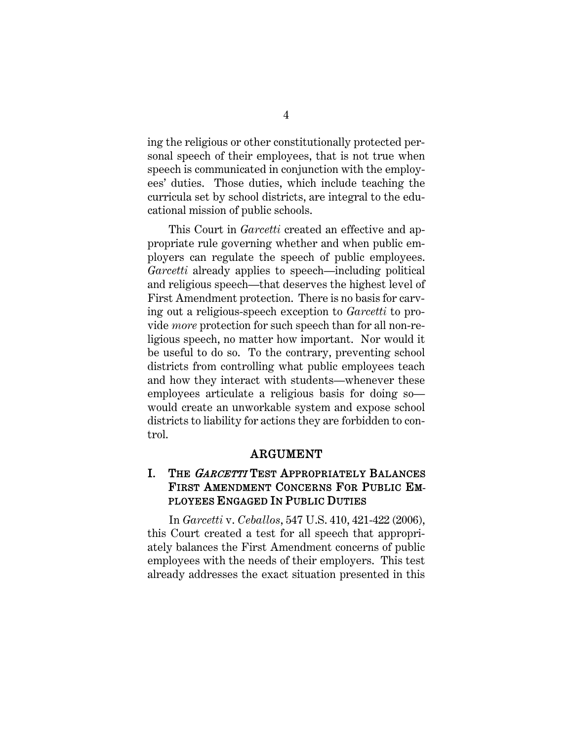ing the religious or other constitutionally protected personal speech of their employees, that is not true when speech is communicated in conjunction with the employees' duties. Those duties, which include teaching the curricula set by school districts, are integral to the educational mission of public schools.

This Court in *Garcetti* created an effective and appropriate rule governing whether and when public employers can regulate the speech of public employees. *Garcetti* already applies to speech—including political and religious speech—that deserves the highest level of First Amendment protection. There is no basis for carving out a religious-speech exception to *Garcetti* to provide *more* protection for such speech than for all non-religious speech, no matter how important. Nor would it be useful to do so. To the contrary, preventing school districts from controlling what public employees teach and how they interact with students—whenever these employees articulate a religious basis for doing so—would create an unworkable system and expose school districts to liability for actions they are forbidden to control.

## ARGUMENT

### I. THE *GARCETTI* TEST APPROPRIATELY BALANCES FIRST AMENDMENT CONCERNS FOR PUBLIC EMPLOYEES ENGAGED IN PUBLIC DUTIES

In *Garcetti* v. *Ceballos*, 547 U.S. 410, 421-422 (2006), this Court created a test for all speech that appropriately balances the First Amendment concerns of public employees with the needs of their employers. This test already addresses the exact situation presented in this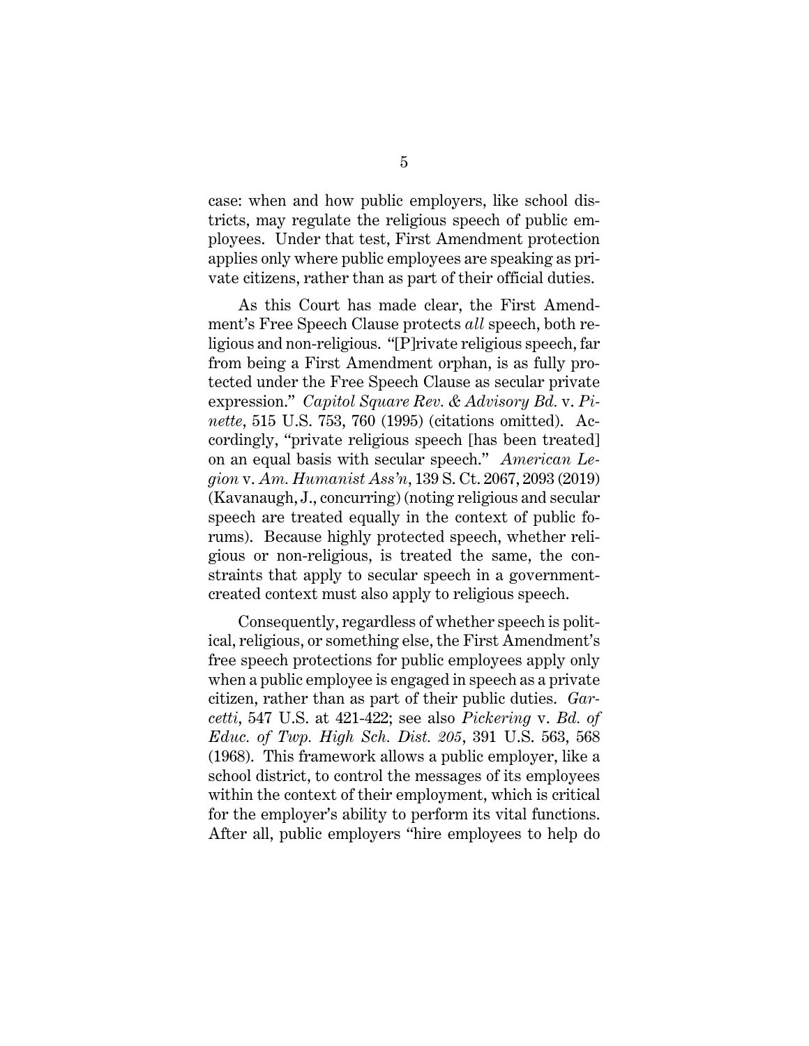case: when and how public employers, like school districts, may regulate the religious speech of public employees. Under that test, First Amendment protection applies only where public employees are speaking as private citizens, rather than as part of their official duties.

As this Court has made clear, the First Amendment's Free Speech Clause protects *all* speech, both religious and non-religious. "[P]rivate religious speech, far from being a First Amendment orphan, is as fully protected under the Free Speech Clause as secular private expression." *Capitol Square Rev. & Advisory Bd.* v. *Pinette*, 515 U.S. 753, 760 (1995) (citations omitted). Accordingly, "private religious speech [has been treated] on an equal basis with secular speech." *American Legion* v. *Am. Humanist Ass'n*, 139 S. Ct. 2067, 2093 (2019) (Kavanaugh, J., concurring) (noting religious and secular speech are treated equally in the context of public forums). Because highly protected speech, whether religious or non-religious, is treated the same, the constraints that apply to secular speech in a government-created context must also apply to religious speech.

Consequently, regardless of whether speech is political, religious, or something else, the First Amendment's free speech protections for public employees apply only when a public employee is engaged in speech as a private citizen, rather than as part of their public duties. *Garcetti*, 547 U.S. at 421-422; see also *Pickering* v. *Bd. of Educ. of Twp. High Sch. Dist. 205*, 391 U.S. 563, 568 (1968). This framework allows a public employer, like a school district, to control the messages of its employees within the context of their employment, which is critical for the employer's ability to perform its vital functions. After all, public employers "hire employees to help do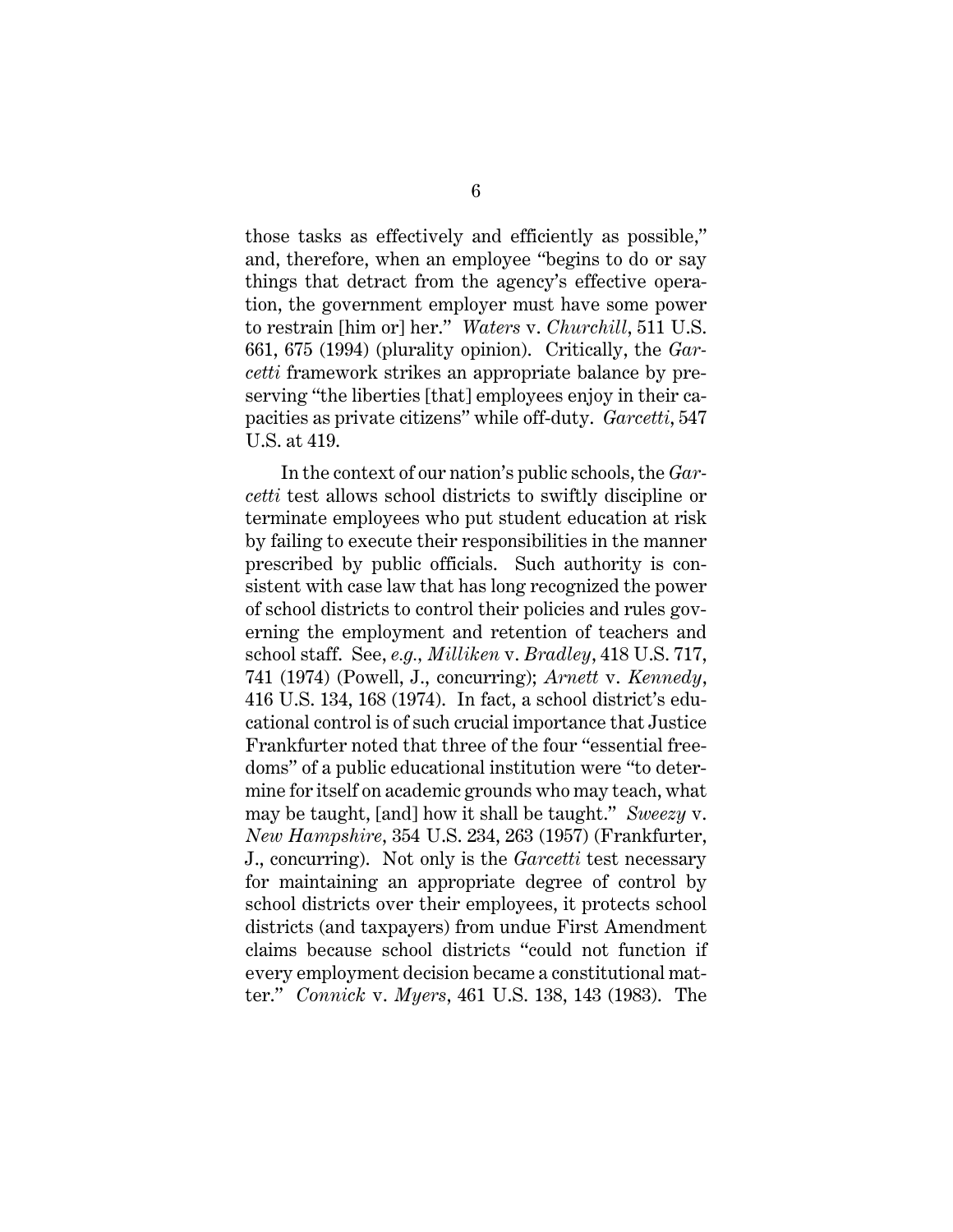those tasks as effectively and efficiently as possible," and, therefore, when an employee "begins to do or say things that detract from the agency's effective operation, the government employer must have some power to restrain [him or] her." *Waters* v. *Churchill*, 511 U.S. 661, 675 (1994) (plurality opinion). Critically, the *Garcetti* framework strikes an appropriate balance by preserving "the liberties [that] employees enjoy in their capacities as private citizens" while off-duty. *Garcetti*, 547 U.S. at 419.

In the context of our nation's public schools, the *Garcetti* test allows school districts to swiftly discipline or terminate employees who put student education at risk by failing to execute their responsibilities in the manner prescribed by public officials. Such authority is consistent with case law that has long recognized the power of school districts to control their policies and rules governing the employment and retention of teachers and school staff. See, *e.g.*, *Milliken* v. *Bradley*, 418 U.S. 717, 741 (1974) (Powell, J., concurring); *Arnett* v. *Kennedy*, 416 U.S. 134, 168 (1974). In fact, a school district's educational control is of such crucial importance that Justice Frankfurter noted that three of the four "essential freedoms" of a public educational institution were "to determine for itself on academic grounds who may teach, what may be taught, [and] how it shall be taught." *Sweezy* v. *New Hampshire*, 354 U.S. 234, 263 (1957) (Frankfurter, J., concurring). Not only is the *Garcetti* test necessary for maintaining an appropriate degree of control by school districts over their employees, it protects school districts (and taxpayers) from undue First Amendment claims because school districts "could not function if every employment decision became a constitutional matter." *Connick* v. *Myers*, 461 U.S. 138, 143 (1983). The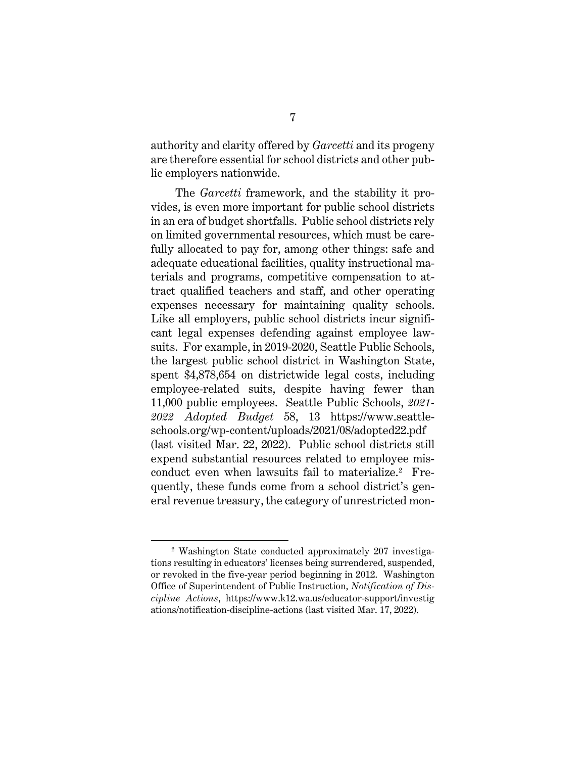authority and clarity offered by *Garcetti* and its progeny are therefore essential for school districts and other public employers nationwide.

The *Garcetti* framework, and the stability it provides, is even more important for public school districts in an era of budget shortfalls. Public school districts rely on limited governmental resources, which must be carefully allocated to pay for, among other things: safe and adequate educational facilities, quality instructional materials and programs, competitive compensation to attract qualified teachers and staff, and other operating expenses necessary for maintaining quality schools. Like all employers, public school districts incur significant legal expenses defending against employee lawsuits. For example, in 2019-2020, Seattle Public Schools, the largest public school district in Washington State, spent $4,878,654 on districtwide legal costs, including employee-related suits, despite having fewer than 11,000 public employees. Seattle Public Schools, *2021-2022 Adopted Budget* 58, 13 https://www.seattleschools.org/wp-content/uploads/2021/08/adopted22.pdf (last visited Mar. 22, 2022). Public school districts still expend substantial resources related to employee misconduct even when lawsuits fail to materialize.[2] Frequently, these funds come from a school district's general revenue treasury, the category of unrestricted mon-

---

[2] Washington State conducted approximately 207 investigations resulting in educators' licenses being surrendered, suspended, or revoked in the five-year period beginning in 2012. Washington Office of Superintendent of Public Instruction, *Notification of Discipline Actions*, https://www.k12.wa.us/educator-support/investigations/notification-discipline-actions (last visited Mar. 17, 2022).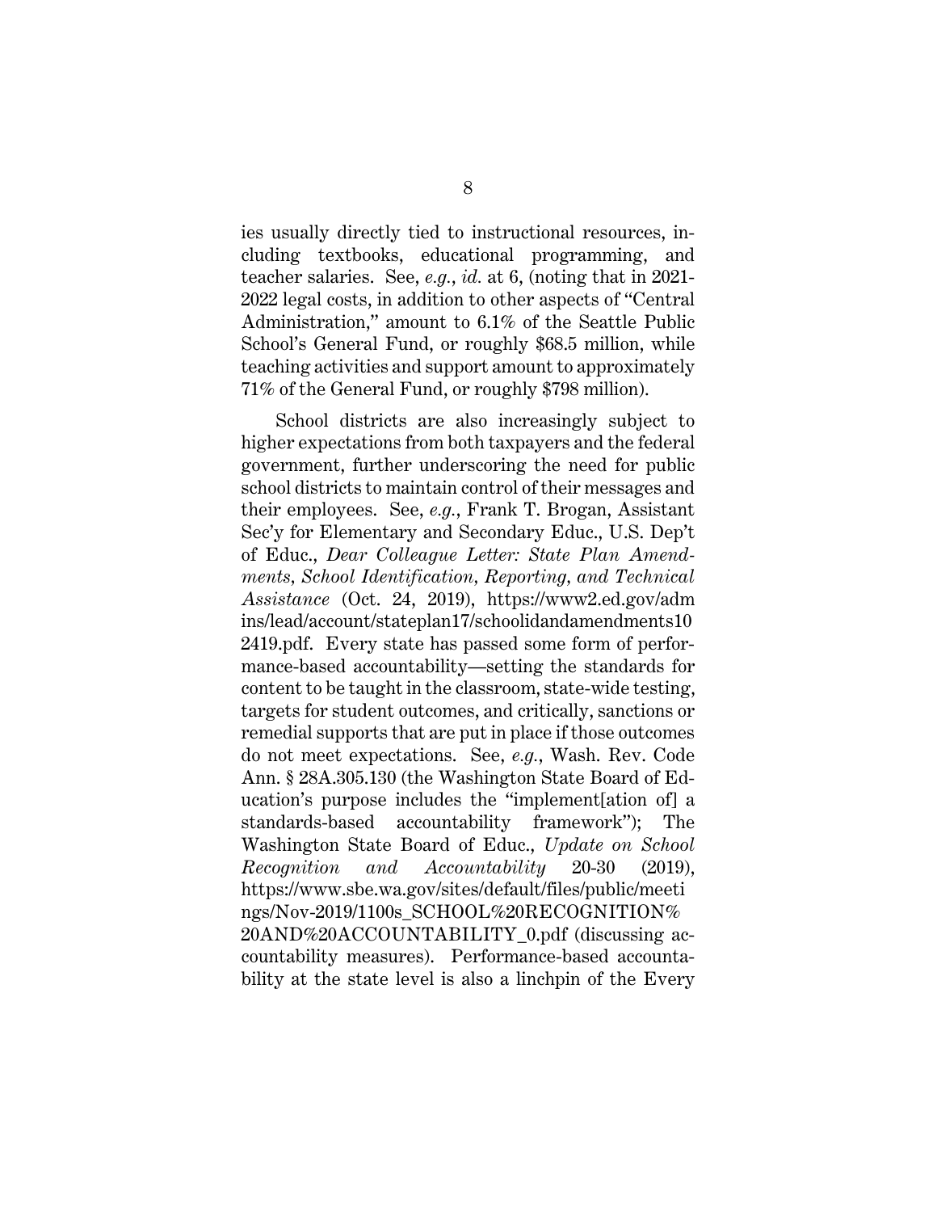ies usually directly tied to instructional resources, including textbooks, educational programming, and teacher salaries. See, *e.g.*, *id.* at 6, (noting that in 2021-2022 legal costs, in addition to other aspects of "Central Administration," amount to 6.1% of the Seattle Public School's General Fund, or roughly $68.5 million, while teaching activities and support amount to approximately 71% of the General Fund, or roughly $798 million).

School districts are also increasingly subject to higher expectations from both taxpayers and the federal government, further underscoring the need for public school districts to maintain control of their messages and their employees. See, *e.g.*, Frank T. Brogan, Assistant Sec'y for Elementary and Secondary Educ., U.S. Dep't of Educ., *Dear Colleague Letter: State Plan Amendments, School Identification, Reporting, and Technical Assistance* (Oct. 24, 2019), https://www2.ed.gov/admins/lead/account/stateplan17/schoolidandamendments102419.pdf. Every state has passed some form of performance-based accountability—setting the standards for content to be taught in the classroom, state-wide testing, targets for student outcomes, and critically, sanctions or remedial supports that are put in place if those outcomes do not meet expectations. See, *e.g.*, Wash. Rev. Code Ann. § 28A.305.130 (the Washington State Board of Education's purpose includes the "implement[ation of] a standards-based accountability framework"); The Washington State Board of Educ., *Update on School Recognition and Accountability* 20-30 (2019), https://www.sbe.wa.gov/sites/default/files/public/meetings/Nov-2019/1100s_SCHOOL%20RECOGNITION%20AND%20ACCOUNTABILITY_0.pdf (discussing accountability measures). Performance-based accountability at the state level is also a linchpin of the Every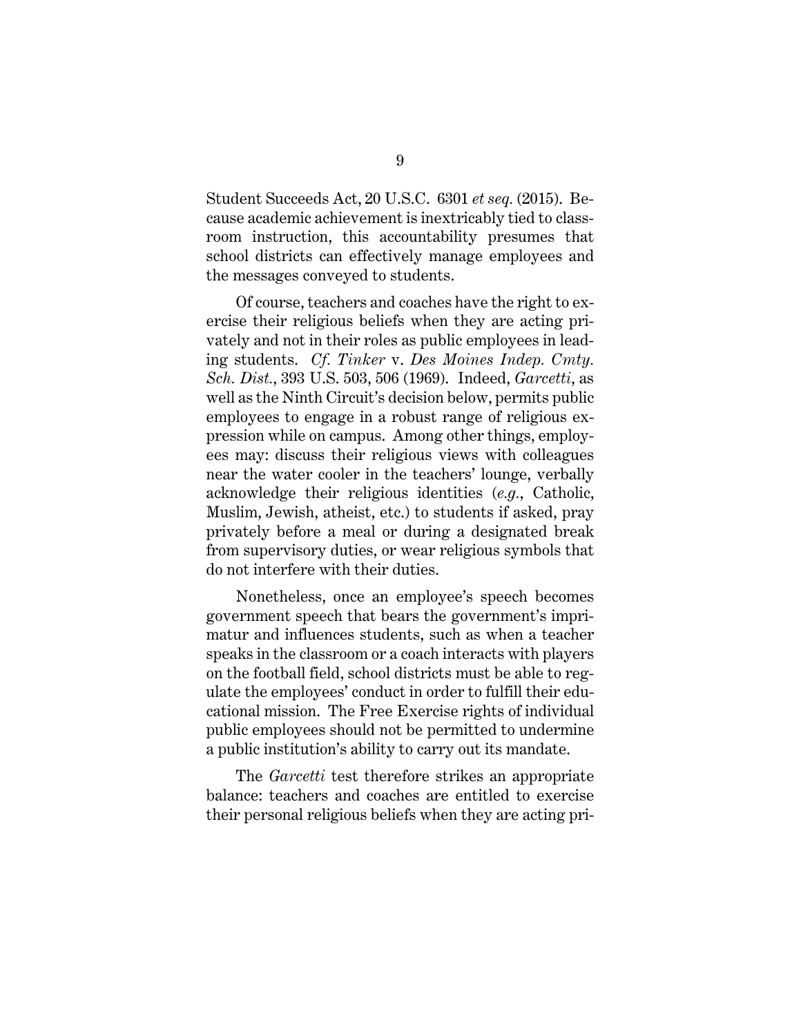Student Succeeds Act, 20 U.S.C. 6301 *et seq.* (2015). Because academic achievement is inextricably tied to classroom instruction, this accountability presumes that school districts can effectively manage employees and the messages conveyed to students.

Of course, teachers and coaches have the right to exercise their religious beliefs when they are acting privately and not in their roles as public employees in leading students. *Cf. Tinker* v. *Des Moines Indep. Cmty. Sch. Dist.*, 393 U.S. 503, 506 (1969). Indeed, *Garcetti*, as well as the Ninth Circuit's decision below, permits public employees to engage in a robust range of religious expression while on campus. Among other things, employees may: discuss their religious views with colleagues near the water cooler in the teachers' lounge, verbally acknowledge their religious identities (*e.g.*, Catholic, Muslim, Jewish, atheist, etc.) to students if asked, pray privately before a meal or during a designated break from supervisory duties, or wear religious symbols that do not interfere with their duties.

Nonetheless, once an employee's speech becomes government speech that bears the government's imprimatur and influences students, such as when a teacher speaks in the classroom or a coach interacts with players on the football field, school districts must be able to regulate the employees' conduct in order to fulfill their educational mission. The Free Exercise rights of individual public employees should not be permitted to undermine a public institution's ability to carry out its mandate.

The *Garcetti* test therefore strikes an appropriate balance: teachers and coaches are entitled to exercise their personal religious beliefs when they are acting pri-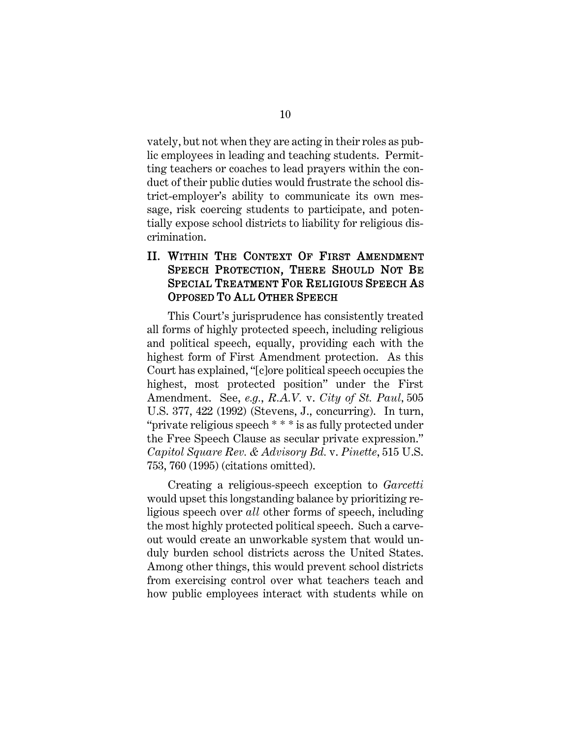vately, but not when they are acting in their roles as public employees in leading and teaching students. Permitting teachers or coaches to lead prayers within the conduct of their public duties would frustrate the school district-employer's ability to communicate its own message, risk coercing students to participate, and potentially expose school districts to liability for religious discrimination.

## II. Within The Context Of First Amendment Speech Protection, There Should Not Be Special Treatment For Religious Speech As Opposed To All Other Speech

This Court's jurisprudence has consistently treated all forms of highly protected speech, including religious and political speech, equally, providing each with the highest form of First Amendment protection. As this Court has explained, "[c]ore political speech occupies the highest, most protected position" under the First Amendment. See, *e.g.*, *R.A.V.* v. *City of St. Paul*, 505 U.S. 377, 422 (1992) (Stevens, J., concurring). In turn, "private religious speech * * * is as fully protected under the Free Speech Clause as secular private expression." *Capitol Square Rev. & Advisory Bd.* v. *Pinette*, 515 U.S. 753, 760 (1995) (citations omitted).

Creating a religious-speech exception to *Garcetti* would upset this longstanding balance by prioritizing religious speech over *all* other forms of speech, including the most highly protected political speech. Such a carve-out would create an unworkable system that would unduly burden school districts across the United States. Among other things, this would prevent school districts from exercising control over what teachers teach and how public employees interact with students while on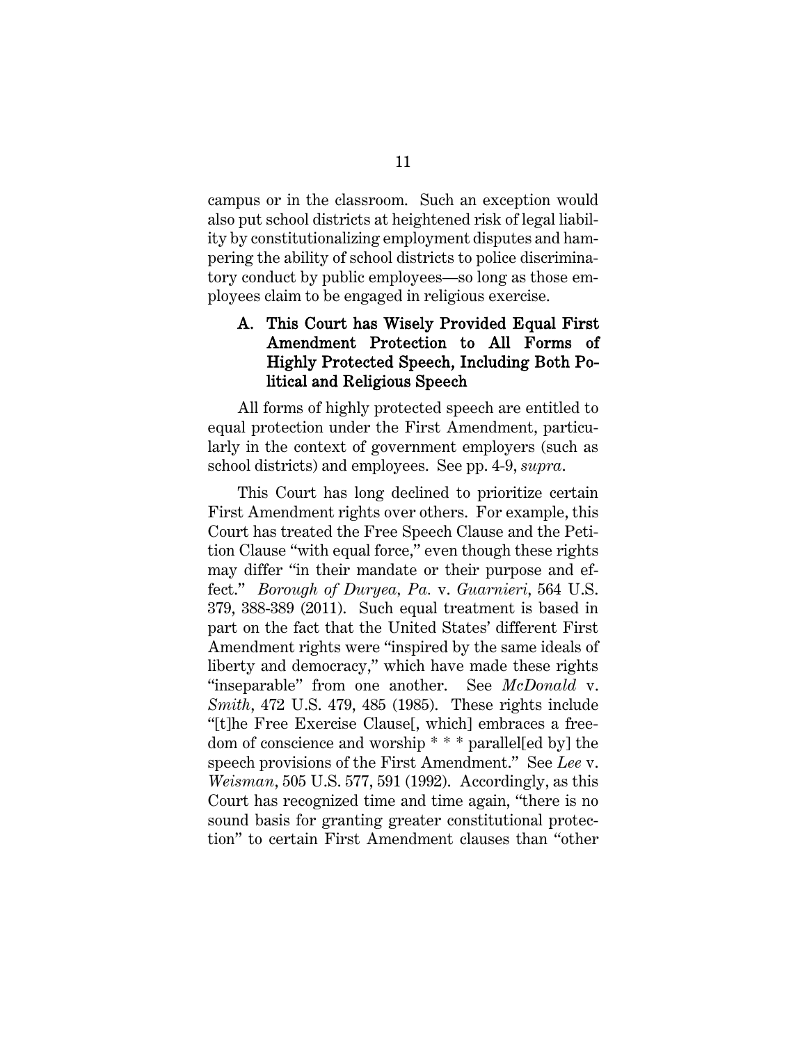campus or in the classroom. Such an exception would also put school districts at heightened risk of legal liability by constitutionalizing employment disputes and hampering the ability of school districts to police discriminatory conduct by public employees—so long as those employees claim to be engaged in religious exercise.

### A. This Court has Wisely Provided Equal First Amendment Protection to All Forms of Highly Protected Speech, Including Both Political and Religious Speech

All forms of highly protected speech are entitled to equal protection under the First Amendment, particularly in the context of government employers (such as school districts) and employees. See pp. 4-9, *supra*.

This Court has long declined to prioritize certain First Amendment rights over others. For example, this Court has treated the Free Speech Clause and the Petition Clause "with equal force," even though these rights may differ "in their mandate or their purpose and effect." *Borough of Duryea, Pa.* v. *Guarnieri*, 564 U.S. 379, 388-389 (2011). Such equal treatment is based in part on the fact that the United States' different First Amendment rights were "inspired by the same ideals of liberty and democracy," which have made these rights "inseparable" from one another. See *McDonald* v. *Smith*, 472 U.S. 479, 485 (1985). These rights include "[t]he Free Exercise Clause[, which] embraces a freedom of conscience and worship * * * parallel[ed by] the speech provisions of the First Amendment." See *Lee* v. *Weisman*, 505 U.S. 577, 591 (1992). Accordingly, as this Court has recognized time and time again, "there is no sound basis for granting greater constitutional protection" to certain First Amendment clauses than "other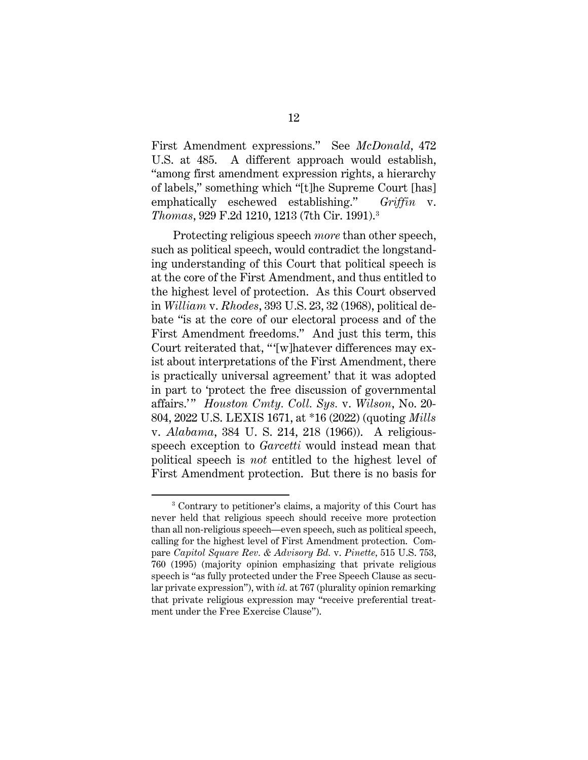First Amendment expressions." See *McDonald*, 472 U.S. at 485. A different approach would establish, "among first amendment expression rights, a hierarchy of labels," something which "[t]he Supreme Court [has] emphatically eschewed establishing." *Griffin* v. *Thomas*, 929 F.2d 1210, 1213 (7th Cir. 1991).[3]

Protecting religious speech *more* than other speech, such as political speech, would contradict the longstanding understanding of this Court that political speech is at the core of the First Amendment, and thus entitled to the highest level of protection. As this Court observed in *William* v. *Rhodes*, 393 U.S. 23, 32 (1968), political debate "is at the core of our electoral process and of the First Amendment freedoms." And just this term, this Court reiterated that, "'[w]hatever differences may exist about interpretations of the First Amendment, there is practically universal agreement' that it was adopted in part to 'protect the free discussion of governmental affairs.'" *Houston Cmty. Coll. Sys.* v. *Wilson*, No. 20-804, 2022 U.S. LEXIS 1671, at *16 (2022) (quoting *Mills* v. *Alabama*, 384 U. S. 214, 218 (1966)). A religious-speech exception to *Garcetti* would instead mean that political speech is *not* entitled to the highest level of First Amendment protection. But there is no basis for

[3] Contrary to petitioner's claims, a majority of this Court has never held that religious speech should receive more protection than all non-religious speech—even speech, such as political speech, calling for the highest level of First Amendment protection. Compare *Capitol Square Rev. & Advisory Bd.* v. *Pinette*, 515 U.S. 753, 760 (1995) (majority opinion emphasizing that private religious speech is "as fully protected under the Free Speech Clause as secular private expression"), with *id.* at 767 (plurality opinion remarking that private religious expression may "receive preferential treatment under the Free Exercise Clause").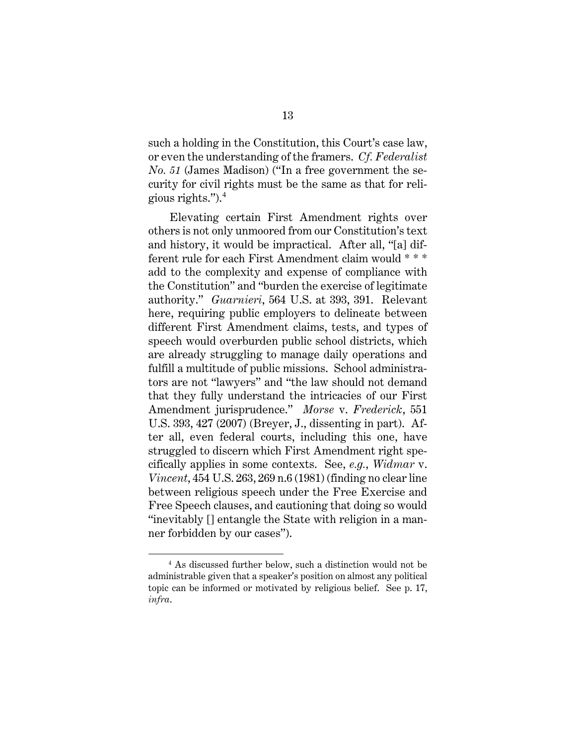such a holding in the Constitution, this Court's case law, or even the understanding of the framers. *Cf. Federalist No. 51* (James Madison) ("In a free government the security for civil rights must be the same as that for religious rights.").[4]

Elevating certain First Amendment rights over others is not only unmoored from our Constitution's text and history, it would be impractical. After all, "[a] different rule for each First Amendment claim would * * * add to the complexity and expense of compliance with the Constitution" and "burden the exercise of legitimate authority." *Guarnieri*, 564 U.S. at 393, 391. Relevant here, requiring public employers to delineate between different First Amendment claims, tests, and types of speech would overburden public school districts, which are already struggling to manage daily operations and fulfill a multitude of public missions. School administrators are not "lawyers" and "the law should not demand that they fully understand the intricacies of our First Amendment jurisprudence." *Morse* v. *Frederick*, 551 U.S. 393, 427 (2007) (Breyer, J., dissenting in part). After all, even federal courts, including this one, have struggled to discern which First Amendment right specifically applies in some contexts. See, *e.g.*, *Widmar* v. *Vincent*, 454 U.S. 263, 269 n.6 (1981) (finding no clear line between religious speech under the Free Exercise and Free Speech clauses, and cautioning that doing so would "inevitably [] entangle the State with religion in a manner forbidden by our cases").

---

[4] As discussed further below, such a distinction would not be administrable given that a speaker's position on almost any political topic can be informed or motivated by religious belief. See p. 17, *infra*.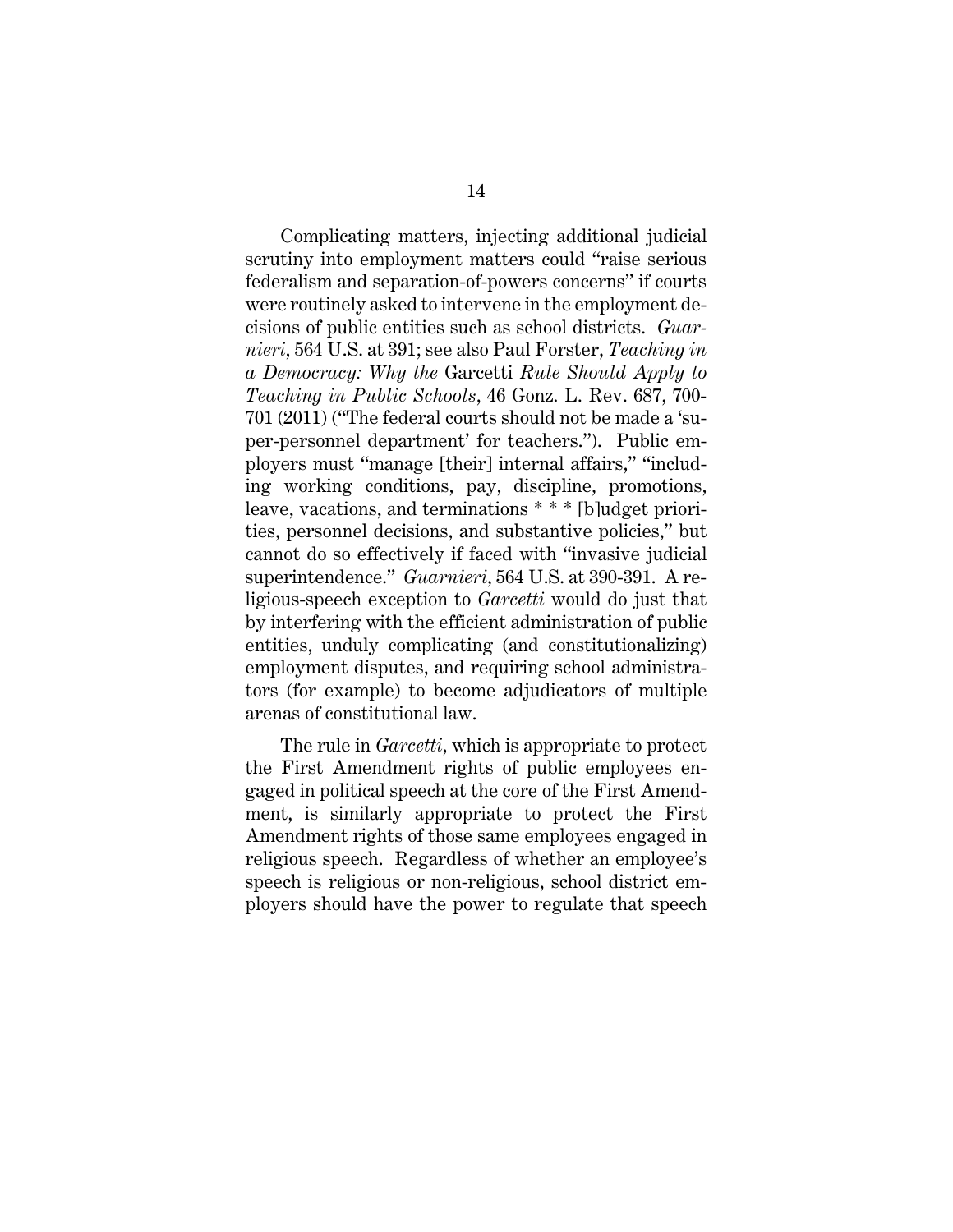Complicating matters, injecting additional judicial scrutiny into employment matters could "raise serious federalism and separation-of-powers concerns" if courts were routinely asked to intervene in the employment decisions of public entities such as school districts. *Guarnieri*, 564 U.S. at 391; see also Paul Forster, *Teaching in a Democracy: Why the* Garcetti *Rule Should Apply to Teaching in Public Schools*, 46 Gonz. L. Rev. 687, 700-701 (2011) ("The federal courts should not be made a 'super-personnel department' for teachers."). Public employers must "manage [their] internal affairs," "including working conditions, pay, discipline, promotions, leave, vacations, and terminations * * * [b]udget priorities, personnel decisions, and substantive policies," but cannot do so effectively if faced with "invasive judicial superintendence." *Guarnieri*, 564 U.S. at 390-391. A religious-speech exception to *Garcetti* would do just that by interfering with the efficient administration of public entities, unduly complicating (and constitutionalizing) employment disputes, and requiring school administrators (for example) to become adjudicators of multiple arenas of constitutional law.

The rule in *Garcetti*, which is appropriate to protect the First Amendment rights of public employees engaged in political speech at the core of the First Amendment, is similarly appropriate to protect the First Amendment rights of those same employees engaged in religious speech. Regardless of whether an employee's speech is religious or non-religious, school district employers should have the power to regulate that speech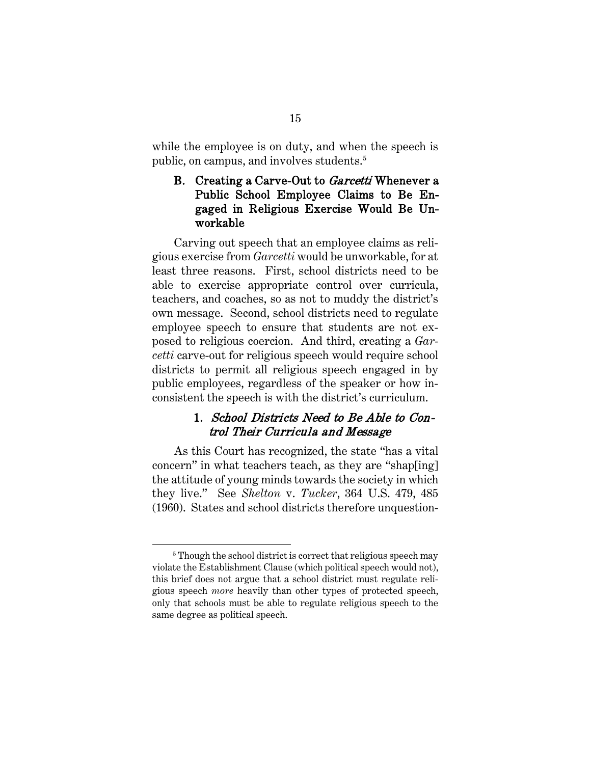while the employee is on duty, and when the speech is public, on campus, and involves students.[5]

### B. Creating a Carve-Out to *Garcetti* Whenever a Public School Employee Claims to Be Engaged in Religious Exercise Would Be Unworkable

Carving out speech that an employee claims as religious exercise from *Garcetti* would be unworkable, for at least three reasons. First, school districts need to be able to exercise appropriate control over curricula, teachers, and coaches, so as not to muddy the district's own message. Second, school districts need to regulate employee speech to ensure that students are not exposed to religious coercion. And third, creating a *Garcetti* carve-out for religious speech would require school districts to permit all religious speech engaged in by public employees, regardless of the speaker or how inconsistent the speech is with the district's curriculum.

#### 1. *School Districts Need to Be Able to Control Their Curricula and Message*

As this Court has recognized, the state "has a vital concern" in what teachers teach, as they are "shap[ing] the attitude of young minds towards the society in which they live." See *Shelton* v. *Tucker*, 364 U.S. 479, 485 (1960). States and school districts therefore unquestion-

---

[5] Though the school district is correct that religious speech may violate the Establishment Clause (which political speech would not), this brief does not argue that a school district must regulate religious speech *more* heavily than other types of protected speech, only that schools must be able to regulate religious speech to the same degree as political speech.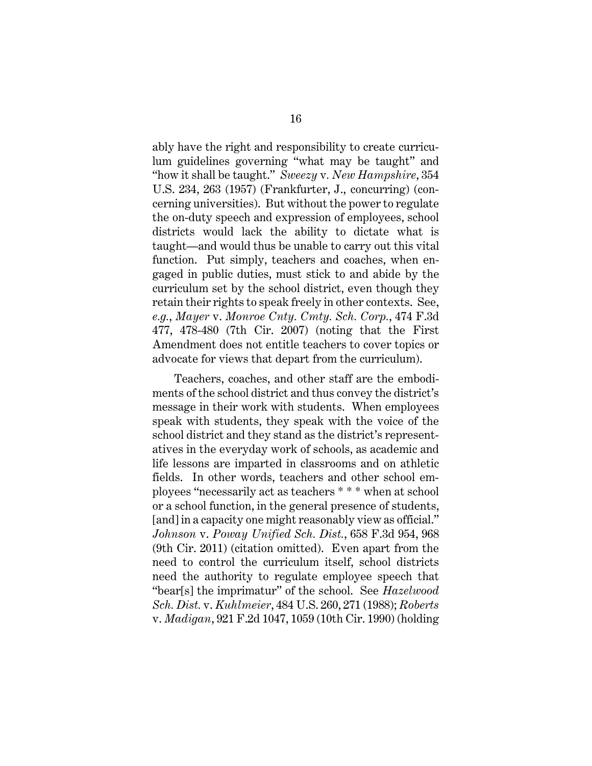ably have the right and responsibility to create curriculum guidelines governing "what may be taught" and "how it shall be taught." *Sweezy* v. *New Hampshire*, 354 U.S. 234, 263 (1957) (Frankfurter, J., concurring) (concerning universities). But without the power to regulate the on-duty speech and expression of employees, school districts would lack the ability to dictate what is taught—and would thus be unable to carry out this vital function. Put simply, teachers and coaches, when engaged in public duties, must stick to and abide by the curriculum set by the school district, even though they retain their rights to speak freely in other contexts. See, *e.g.*, *Mayer* v. *Monroe Cnty. Cmty. Sch. Corp.*, 474 F.3d 477, 478-480 (7th Cir. 2007) (noting that the First Amendment does not entitle teachers to cover topics or advocate for views that depart from the curriculum).

Teachers, coaches, and other staff are the embodiments of the school district and thus convey the district's message in their work with students. When employees speak with students, they speak with the voice of the school district and they stand as the district's representatives in the everyday work of schools, as academic and life lessons are imparted in classrooms and on athletic fields. In other words, teachers and other school employees "necessarily act as teachers * * * when at school or a school function, in the general presence of students, [and] in a capacity one might reasonably view as official." *Johnson* v. *Poway Unified Sch. Dist.*, 658 F.3d 954, 968 (9th Cir. 2011) (citation omitted). Even apart from the need to control the curriculum itself, school districts need the authority to regulate employee speech that "bear[s] the imprimatur" of the school. See *Hazelwood Sch. Dist.* v. *Kuhlmeier*, 484 U.S. 260, 271 (1988); *Roberts* v. *Madigan*, 921 F.2d 1047, 1059 (10th Cir. 1990) (holding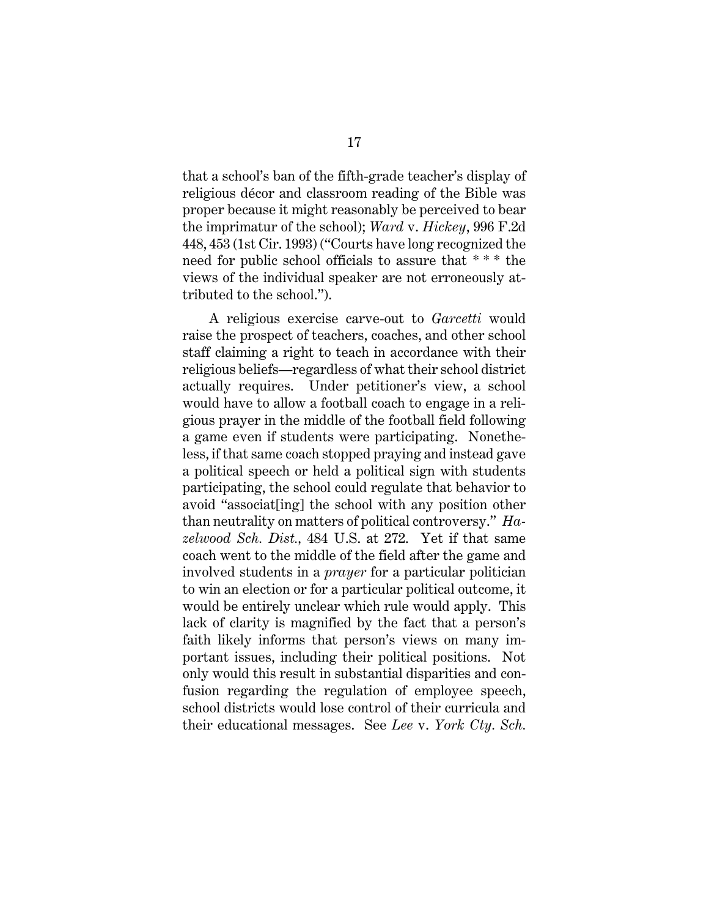that a school's ban of the fifth-grade teacher's display of religious décor and classroom reading of the Bible was proper because it might reasonably be perceived to bear the imprimatur of the school); *Ward* v. *Hickey*, 996 F.2d 448, 453 (1st Cir. 1993) ("Courts have long recognized the need for public school officials to assure that * * * the views of the individual speaker are not erroneously attributed to the school.").

A religious exercise carve-out to *Garcetti* would raise the prospect of teachers, coaches, and other school staff claiming a right to teach in accordance with their religious beliefs—regardless of what their school district actually requires. Under petitioner's view, a school would have to allow a football coach to engage in a religious prayer in the middle of the football field following a game even if students were participating. Nonetheless, if that same coach stopped praying and instead gave a political speech or held a political sign with students participating, the school could regulate that behavior to avoid "associat[ing] the school with any position other than neutrality on matters of political controversy." *Hazelwood Sch. Dist.*, 484 U.S. at 272. Yet if that same coach went to the middle of the field after the game and involved students in a *prayer* for a particular politician to win an election or for a particular political outcome, it would be entirely unclear which rule would apply. This lack of clarity is magnified by the fact that a person's faith likely informs that person's views on many important issues, including their political positions. Not only would this result in substantial disparities and confusion regarding the regulation of employee speech, school districts would lose control of their curricula and their educational messages. See *Lee* v. *York Cty. Sch.*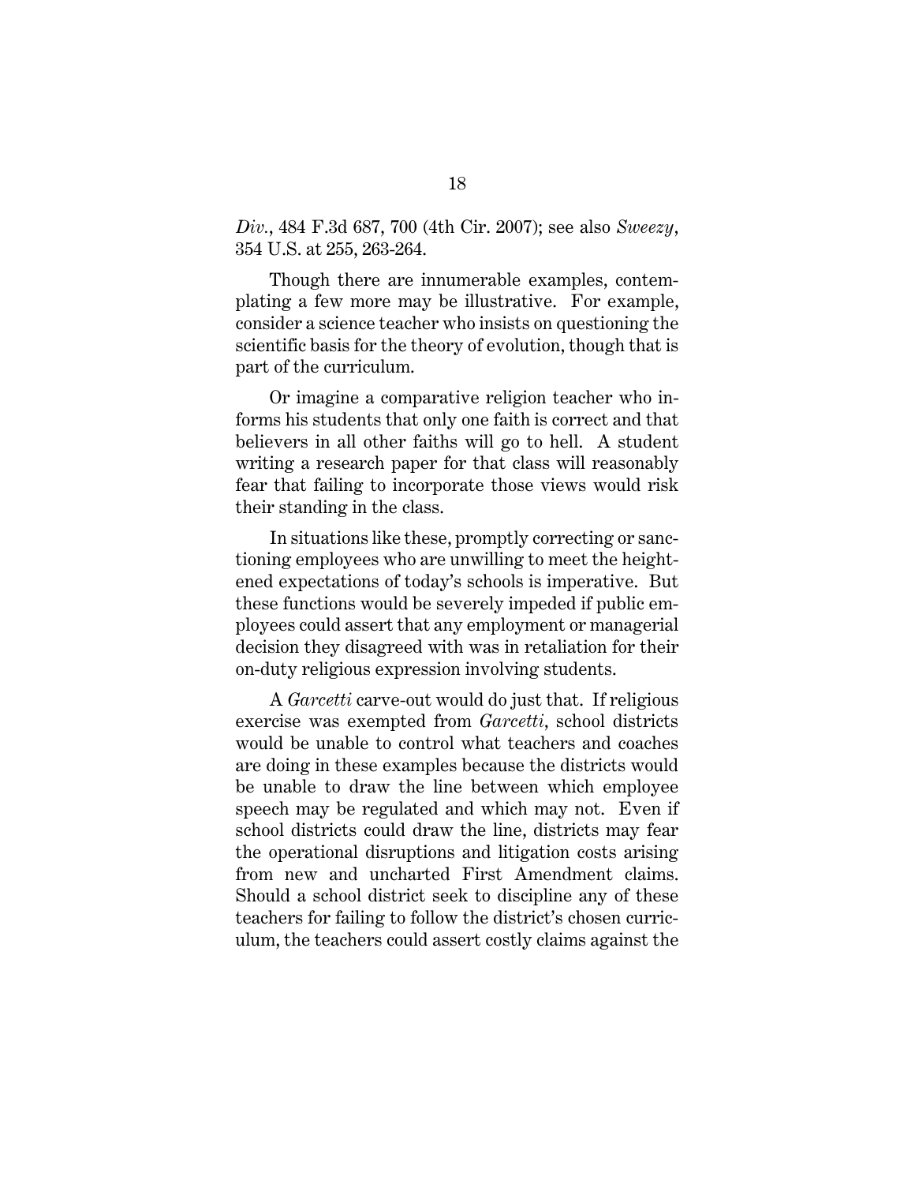*Div.*, 484 F.3d 687, 700 (4th Cir. 2007); see also *Sweezy*, 354 U.S. at 255, 263-264.

Though there are innumerable examples, contemplating a few more may be illustrative. For example, consider a science teacher who insists on questioning the scientific basis for the theory of evolution, though that is part of the curriculum.

Or imagine a comparative religion teacher who informs his students that only one faith is correct and that believers in all other faiths will go to hell. A student writing a research paper for that class will reasonably fear that failing to incorporate those views would risk their standing in the class.

In situations like these, promptly correcting or sanctioning employees who are unwilling to meet the heightened expectations of today's schools is imperative. But these functions would be severely impeded if public employees could assert that any employment or managerial decision they disagreed with was in retaliation for their on-duty religious expression involving students.

A *Garcetti* carve-out would do just that. If religious exercise was exempted from *Garcetti*, school districts would be unable to control what teachers and coaches are doing in these examples because the districts would be unable to draw the line between which employee speech may be regulated and which may not. Even if school districts could draw the line, districts may fear the operational disruptions and litigation costs arising from new and uncharted First Amendment claims. Should a school district seek to discipline any of these teachers for failing to follow the district's chosen curriculum, the teachers could assert costly claims against the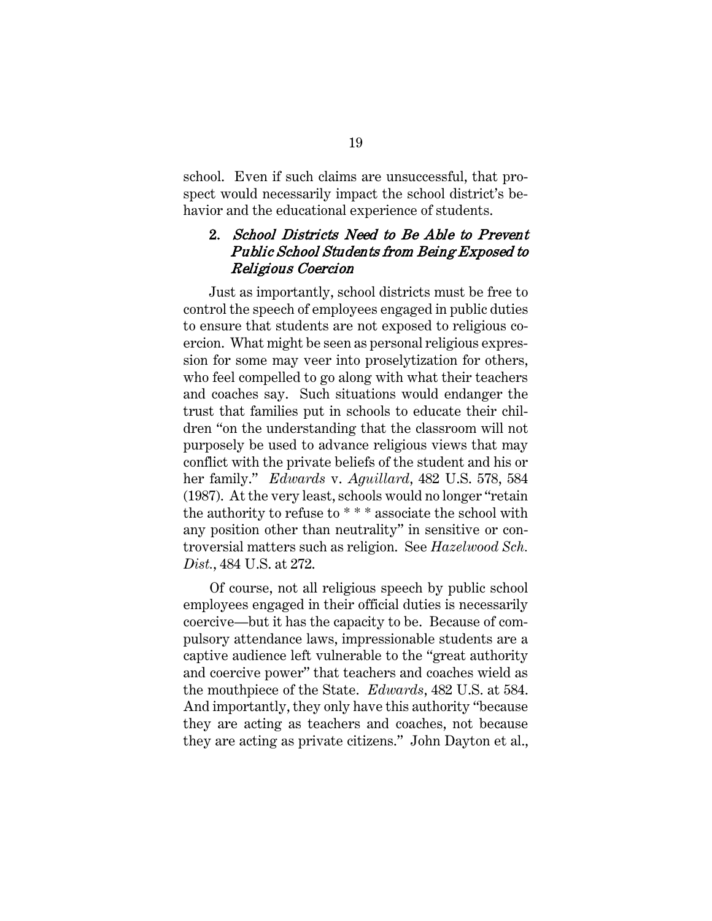school. Even if such claims are unsuccessful, that prospect would necessarily impact the school district's behavior and the educational experience of students.

### 2. *School Districts Need to Be Able to Prevent Public School Students from Being Exposed to Religious Coercion*

Just as importantly, school districts must be free to control the speech of employees engaged in public duties to ensure that students are not exposed to religious coercion. What might be seen as personal religious expression for some may veer into proselytization for others, who feel compelled to go along with what their teachers and coaches say. Such situations would endanger the trust that families put in schools to educate their children "on the understanding that the classroom will not purposely be used to advance religious views that may conflict with the private beliefs of the student and his or her family." *Edwards* v. *Aguillard*, 482 U.S. 578, 584 (1987). At the very least, schools would no longer "retain the authority to refuse to * * * associate the school with any position other than neutrality" in sensitive or controversial matters such as religion. See *Hazelwood Sch. Dist.*, 484 U.S. at 272.

Of course, not all religious speech by public school employees engaged in their official duties is necessarily coercive—but it has the capacity to be. Because of compulsory attendance laws, impressionable students are a captive audience left vulnerable to the "great authority and coercive power" that teachers and coaches wield as the mouthpiece of the State. *Edwards*, 482 U.S. at 584. And importantly, they only have this authority "because they are acting as teachers and coaches, not because they are acting as private citizens." John Dayton et al.,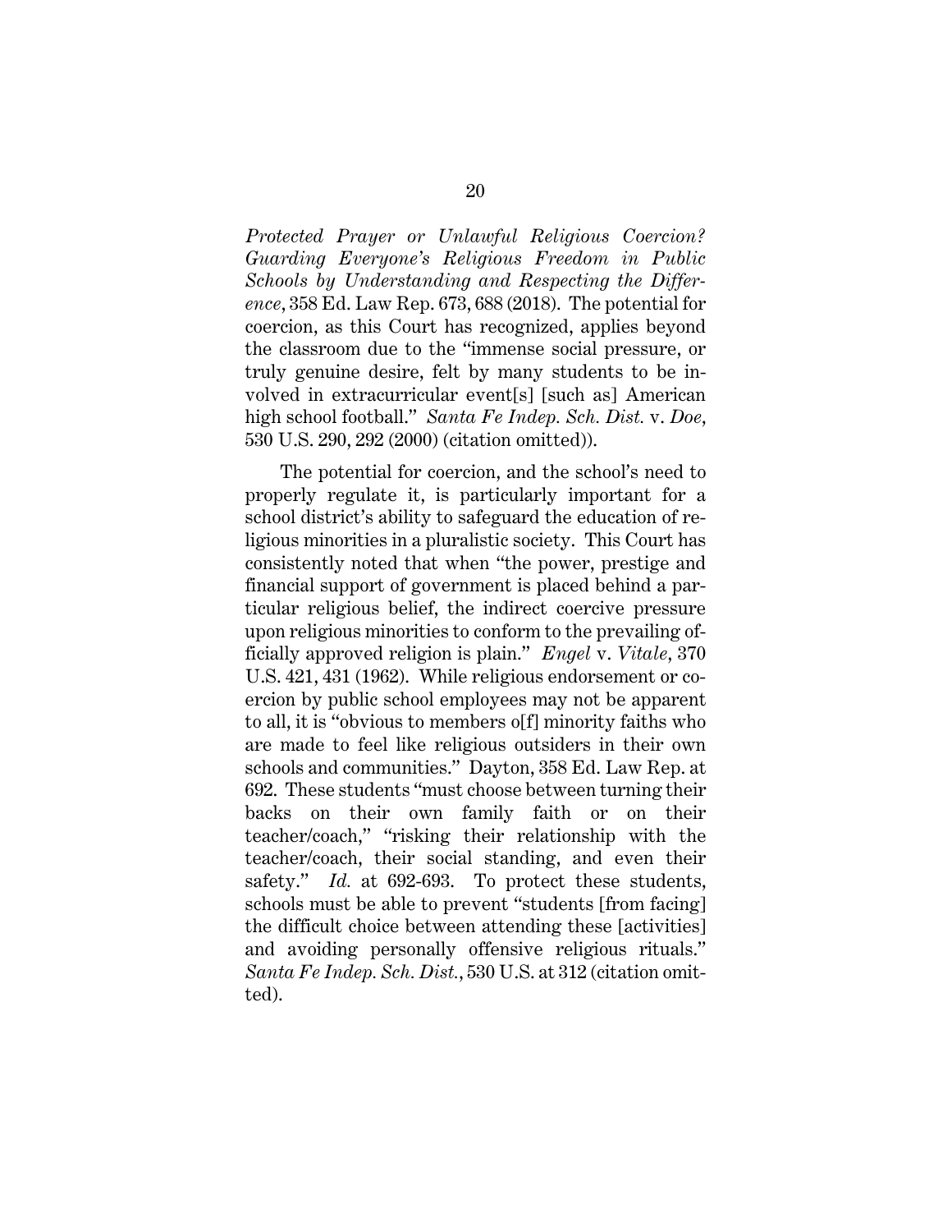*Protected Prayer or Unlawful Religious Coercion? Guarding Everyone's Religious Freedom in Public Schools by Understanding and Respecting the Difference*, 358 Ed. Law Rep. 673, 688 (2018). The potential for coercion, as this Court has recognized, applies beyond the classroom due to the "immense social pressure, or truly genuine desire, felt by many students to be involved in extracurricular event[s] [such as] American high school football." *Santa Fe Indep. Sch. Dist.* v. *Doe*, 530 U.S. 290, 292 (2000) (citation omitted)).

The potential for coercion, and the school's need to properly regulate it, is particularly important for a school district's ability to safeguard the education of religious minorities in a pluralistic society. This Court has consistently noted that when "the power, prestige and financial support of government is placed behind a particular religious belief, the indirect coercive pressure upon religious minorities to conform to the prevailing officially approved religion is plain." *Engel* v. *Vitale*, 370 U.S. 421, 431 (1962). While religious endorsement or coercion by public school employees may not be apparent to all, it is "obvious to members o[f] minority faiths who are made to feel like religious outsiders in their own schools and communities." Dayton, 358 Ed. Law Rep. at 692. These students "must choose between turning their backs on their own family faith or on their teacher/coach," "risking their relationship with the teacher/coach, their social standing, and even their safety." *Id.* at 692-693. To protect these students, schools must be able to prevent "students [from facing] the difficult choice between attending these [activities] and avoiding personally offensive religious rituals." *Santa Fe Indep. Sch. Dist.*, 530 U.S. at 312 (citation omitted).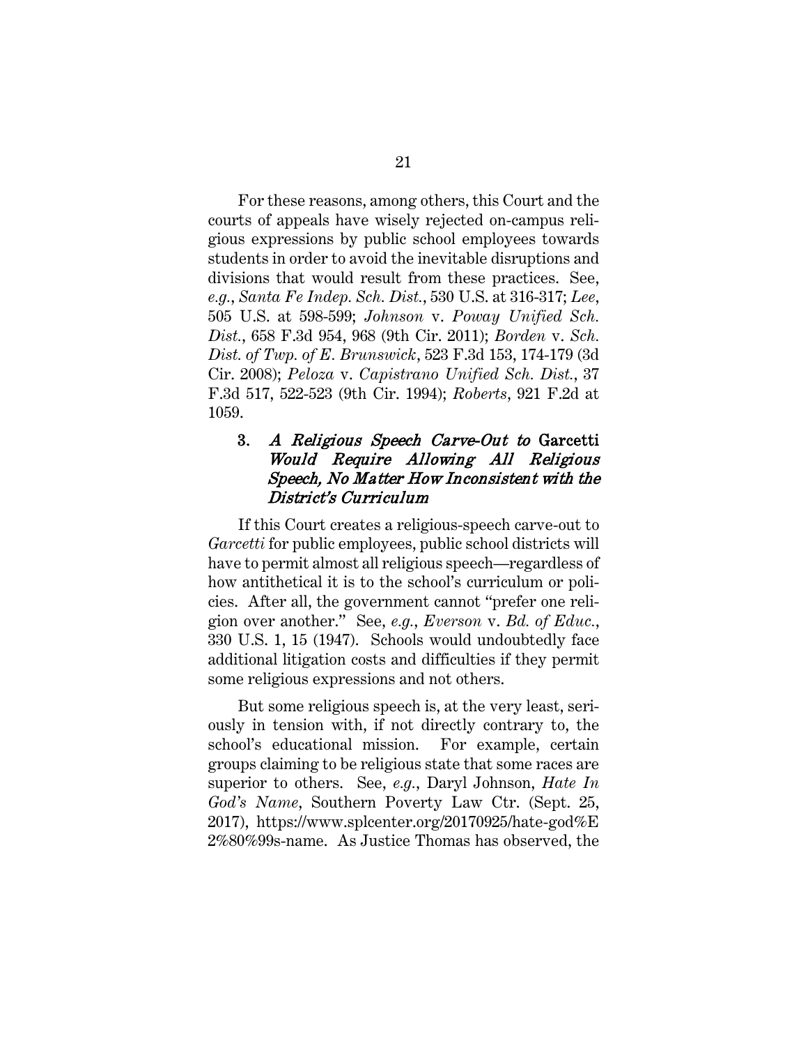For these reasons, among others, this Court and the courts of appeals have wisely rejected on-campus religious expressions by public school employees towards students in order to avoid the inevitable disruptions and divisions that would result from these practices. See, *e.g.*, *Santa Fe Indep. Sch. Dist.*, 530 U.S. at 316-317; *Lee*, 505 U.S. at 598-599; *Johnson* v. *Poway Unified Sch. Dist.*, 658 F.3d 954, 968 (9th Cir. 2011); *Borden* v. *Sch. Dist. of Twp. of E. Brunswick*, 523 F.3d 153, 174-179 (3d Cir. 2008); *Peloza* v. *Capistrano Unified Sch. Dist.*, 37 F.3d 517, 522-523 (9th Cir. 1994); *Roberts*, 921 F.2d at 1059.

### 3. *A Religious Speech Carve-Out to* Garcetti *Would Require Allowing All Religious Speech, No Matter How Inconsistent with the District's Curriculum*

If this Court creates a religious-speech carve-out to *Garcetti* for public employees, public school districts will have to permit almost all religious speech—regardless of how antithetical it is to the school's curriculum or policies. After all, the government cannot "prefer one religion over another." See, *e.g.*, *Everson* v. *Bd. of Educ.*, 330 U.S. 1, 15 (1947). Schools would undoubtedly face additional litigation costs and difficulties if they permit some religious expressions and not others.

But some religious speech is, at the very least, seriously in tension with, if not directly contrary to, the school's educational mission. For example, certain groups claiming to be religious state that some races are superior to others. See, *e.g.*, Daryl Johnson, *Hate In God's Name*, Southern Poverty Law Ctr. (Sept. 25, 2017), https://www.splcenter.org/20170925/hate-god%E2%80%99s-name. As Justice Thomas has observed, the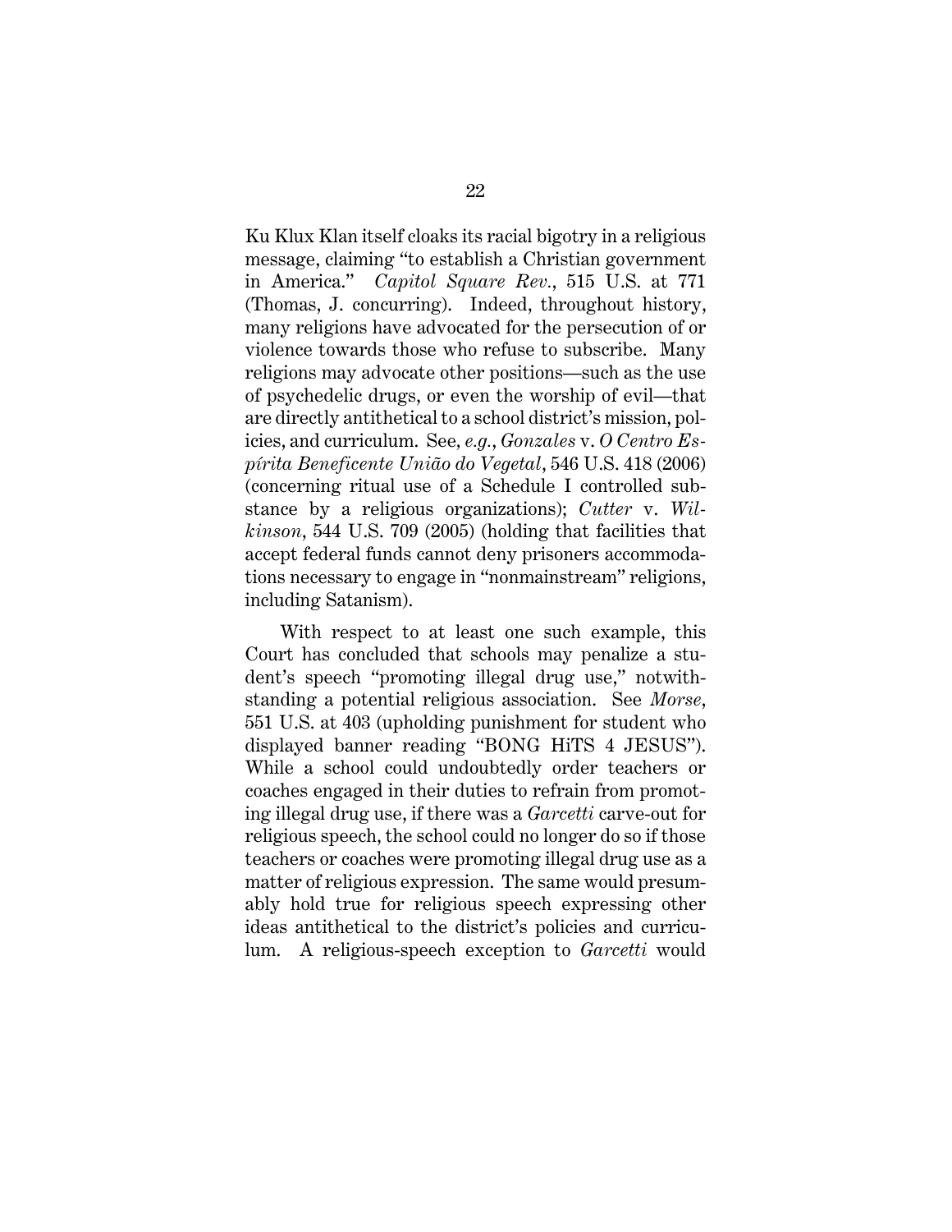Ku Klux Klan itself cloaks its racial bigotry in a religious message, claiming "to establish a Christian government in America." *Capitol Square Rev.*, 515 U.S. at 771 (Thomas, J. concurring). Indeed, throughout history, many religions have advocated for the persecution of or violence towards those who refuse to subscribe. Many religions may advocate other positions—such as the use of psychedelic drugs, or even the worship of evil—that are directly antithetical to a school district's mission, policies, and curriculum. See, *e.g.*, *Gonzales* v. *O Centro Espírita Beneficente União do Vegetal*, 546 U.S. 418 (2006) (concerning ritual use of a Schedule I controlled substance by a religious organizations); *Cutter* v. *Wilkinson*, 544 U.S. 709 (2005) (holding that facilities that accept federal funds cannot deny prisoners accommodations necessary to engage in "nonmainstream" religions, including Satanism).

With respect to at least one such example, this Court has concluded that schools may penalize a student's speech "promoting illegal drug use," notwithstanding a potential religious association. See *Morse*, 551 U.S. at 403 (upholding punishment for student who displayed banner reading "BONG HiTS 4 JESUS"). While a school could undoubtedly order teachers or coaches engaged in their duties to refrain from promoting illegal drug use, if there was a *Garcetti* carve-out for religious speech, the school could no longer do so if those teachers or coaches were promoting illegal drug use as a matter of religious expression. The same would presumably hold true for religious speech expressing other ideas antithetical to the district's policies and curriculum. A religious-speech exception to *Garcetti* would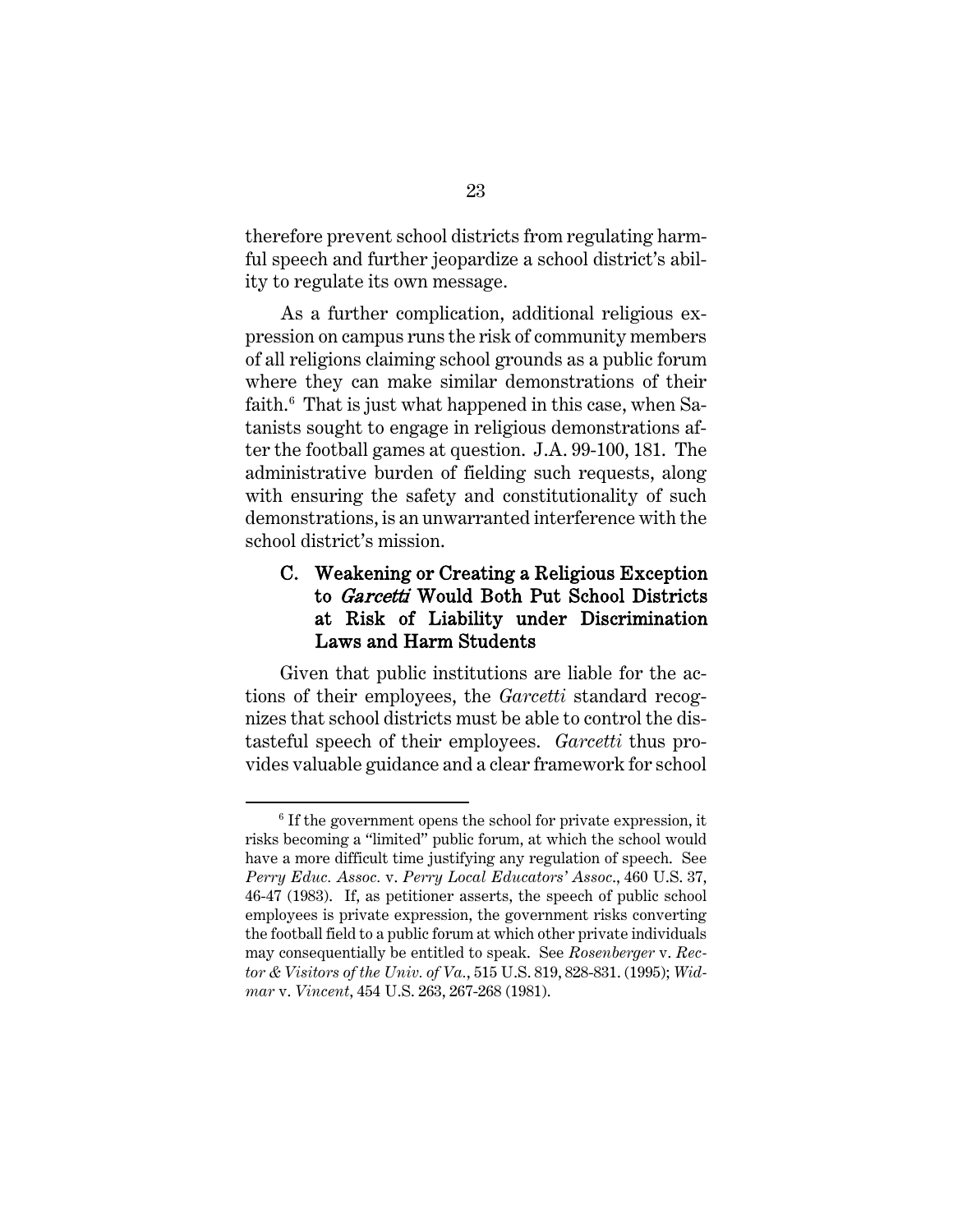therefore prevent school districts from regulating harmful speech and further jeopardize a school district's ability to regulate its own message.

As a further complication, additional religious expression on campus runs the risk of community members of all religions claiming school grounds as a public forum where they can make similar demonstrations of their faith.[6] That is just what happened in this case, when Satanists sought to engage in religious demonstrations after the football games at question. J.A. 99-100, 181. The administrative burden of fielding such requests, along with ensuring the safety and constitutionality of such demonstrations, is an unwarranted interference with the school district's mission.

### C. Weakening or Creating a Religious Exception to *Garcetti* Would Both Put School Districts at Risk of Liability under Discrimination Laws and Harm Students

Given that public institutions are liable for the actions of their employees, the *Garcetti* standard recognizes that school districts must be able to control the distasteful speech of their employees. *Garcetti* thus provides valuable guidance and a clear framework for school

---

[6] If the government opens the school for private expression, it risks becoming a "limited" public forum, at which the school would have a more difficult time justifying any regulation of speech. See *Perry Educ. Assoc.* v. *Perry Local Educators' Assoc*., 460 U.S. 37, 46-47 (1983). If, as petitioner asserts, the speech of public school employees is private expression, the government risks converting the football field to a public forum at which other private individuals may consequentially be entitled to speak. See *Rosenberger* v. *Rector & Visitors of the Univ. of Va.*, 515 U.S. 819, 828-831. (1995); *Widmar* v. *Vincent*, 454 U.S. 263, 267-268 (1981).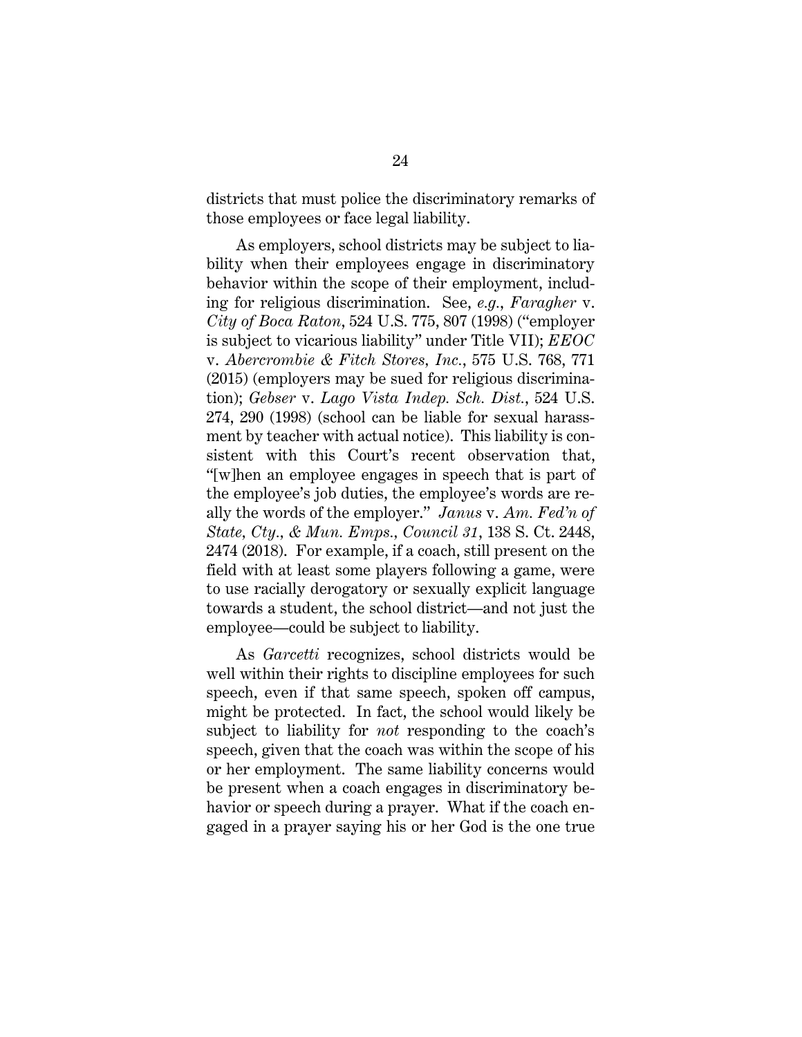districts that must police the discriminatory remarks of those employees or face legal liability.

As employers, school districts may be subject to liability when their employees engage in discriminatory behavior within the scope of their employment, including for religious discrimination. See, *e.g.*, *Faragher* v. *City of Boca Raton*, 524 U.S. 775, 807 (1998) ("employer is subject to vicarious liability" under Title VII); *EEOC* v. *Abercrombie & Fitch Stores, Inc.*, 575 U.S. 768, 771 (2015) (employers may be sued for religious discrimination); *Gebser* v. *Lago Vista Indep. Sch. Dist.*, 524 U.S. 274, 290 (1998) (school can be liable for sexual harassment by teacher with actual notice). This liability is consistent with this Court's recent observation that, "[w]hen an employee engages in speech that is part of the employee's job duties, the employee's words are really the words of the employer." *Janus* v. *Am. Fed'n of State, Cty., & Mun. Emps., Council 31*, 138 S. Ct. 2448, 2474 (2018). For example, if a coach, still present on the field with at least some players following a game, were to use racially derogatory or sexually explicit language towards a student, the school district—and not just the employee—could be subject to liability.

As *Garcetti* recognizes, school districts would be well within their rights to discipline employees for such speech, even if that same speech, spoken off campus, might be protected. In fact, the school would likely be subject to liability for *not* responding to the coach's speech, given that the coach was within the scope of his or her employment. The same liability concerns would be present when a coach engages in discriminatory behavior or speech during a prayer. What if the coach engaged in a prayer saying his or her God is the one true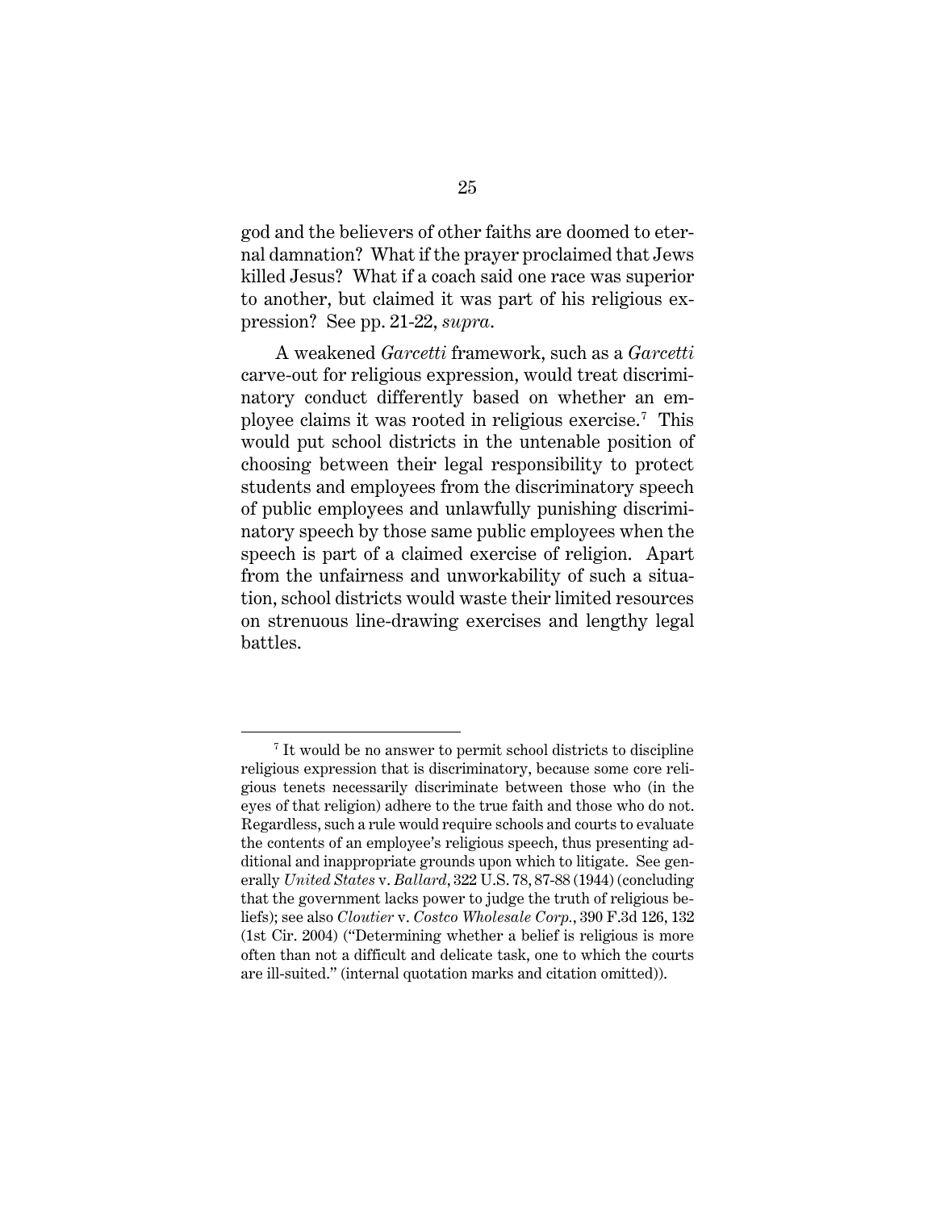god and the believers of other faiths are doomed to eternal damnation? What if the prayer proclaimed that Jews killed Jesus? What if a coach said one race was superior to another, but claimed it was part of his religious expression? See pp. 21-22, *supra*.

A weakened *Garcetti* framework, such as a *Garcetti* carve-out for religious expression, would treat discriminatory conduct differently based on whether an employee claims it was rooted in religious exercise.[7] This would put school districts in the untenable position of choosing between their legal responsibility to protect students and employees from the discriminatory speech of public employees and unlawfully punishing discriminatory speech by those same public employees when the speech is part of a claimed exercise of religion. Apart from the unfairness and unworkability of such a situation, school districts would waste their limited resources on strenuous line-drawing exercises and lengthy legal battles.

---

[7] It would be no answer to permit school districts to discipline religious expression that is discriminatory, because some core religious tenets necessarily discriminate between those who (in the eyes of that religion) adhere to the true faith and those who do not. Regardless, such a rule would require schools and courts to evaluate the contents of an employee's religious speech, thus presenting additional and inappropriate grounds upon which to litigate. See generally *United States* v. *Ballard*, 322 U.S. 78, 87-88 (1944) (concluding that the government lacks power to judge the truth of religious beliefs); see also *Cloutier* v. *Costco Wholesale Corp.*, 390 F.3d 126, 132 (1st Cir. 2004) ("Determining whether a belief is religious is more often than not a difficult and delicate task, one to which the courts are ill-suited." (internal quotation marks and citation omitted)).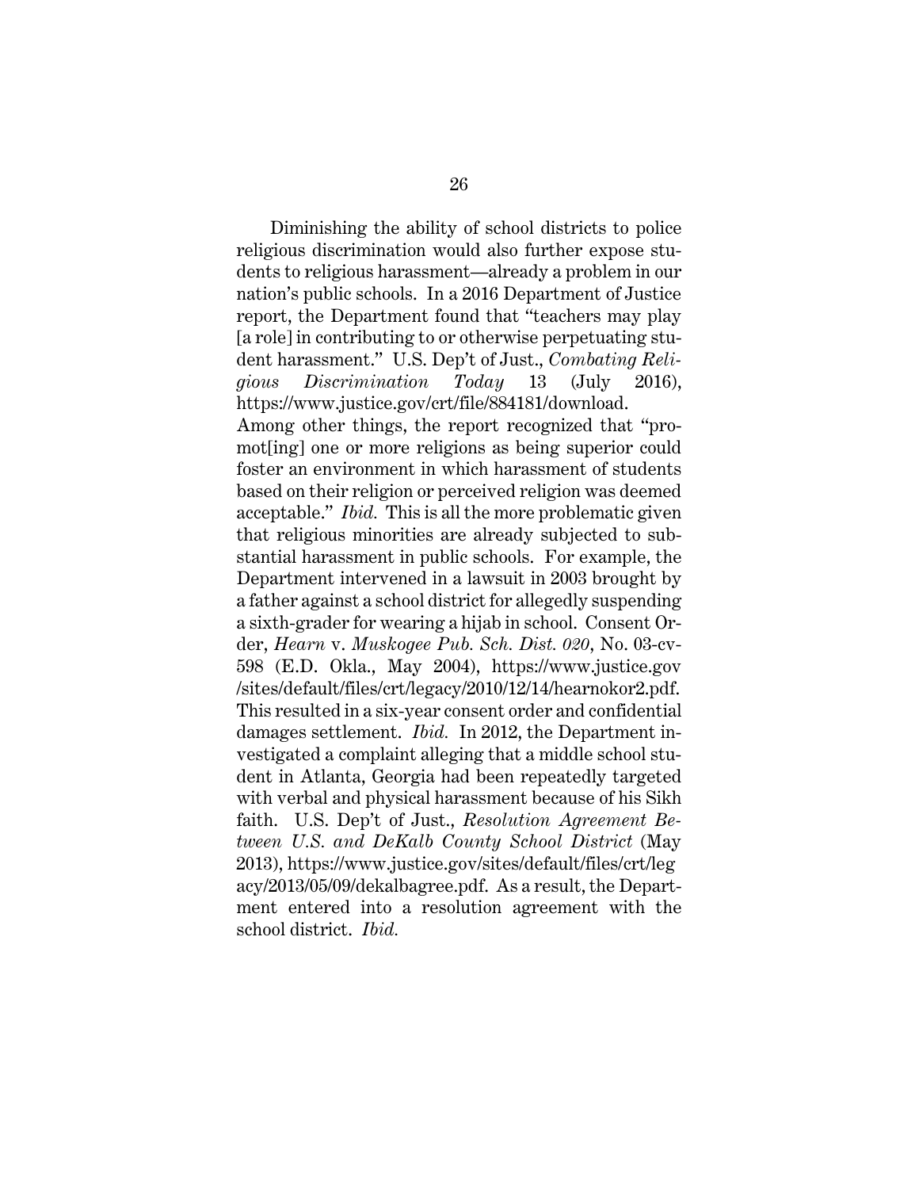Diminishing the ability of school districts to police religious discrimination would also further expose students to religious harassment—already a problem in our nation's public schools. In a 2016 Department of Justice report, the Department found that "teachers may play [a role] in contributing to or otherwise perpetuating student harassment." U.S. Dep't of Just., *Combating Religious Discrimination Today* 13 (July 2016), https://www.justice.gov/crt/file/884181/download. Among other things, the report recognized that "promot[ing] one or more religions as being superior could foster an environment in which harassment of students based on their religion or perceived religion was deemed acceptable." *Ibid.* This is all the more problematic given that religious minorities are already subjected to substantial harassment in public schools. For example, the Department intervened in a lawsuit in 2003 brought by a father against a school district for allegedly suspending a sixth-grader for wearing a hijab in school. Consent Order, *Hearn* v. *Muskogee Pub. Sch. Dist. 020*, No. 03-cv-598 (E.D. Okla., May 2004), https://www.justice.gov/sites/default/files/crt/legacy/2010/12/14/hearnokor2.pdf. This resulted in a six-year consent order and confidential damages settlement. *Ibid.* In 2012, the Department investigated a complaint alleging that a middle school student in Atlanta, Georgia had been repeatedly targeted with verbal and physical harassment because of his Sikh faith. U.S. Dep't of Just., *Resolution Agreement Between U.S. and DeKalb County School District* (May 2013), https://www.justice.gov/sites/default/files/crt/legacy/2013/05/09/dekalbagree.pdf. As a result, the Department entered into a resolution agreement with the school district. *Ibid.*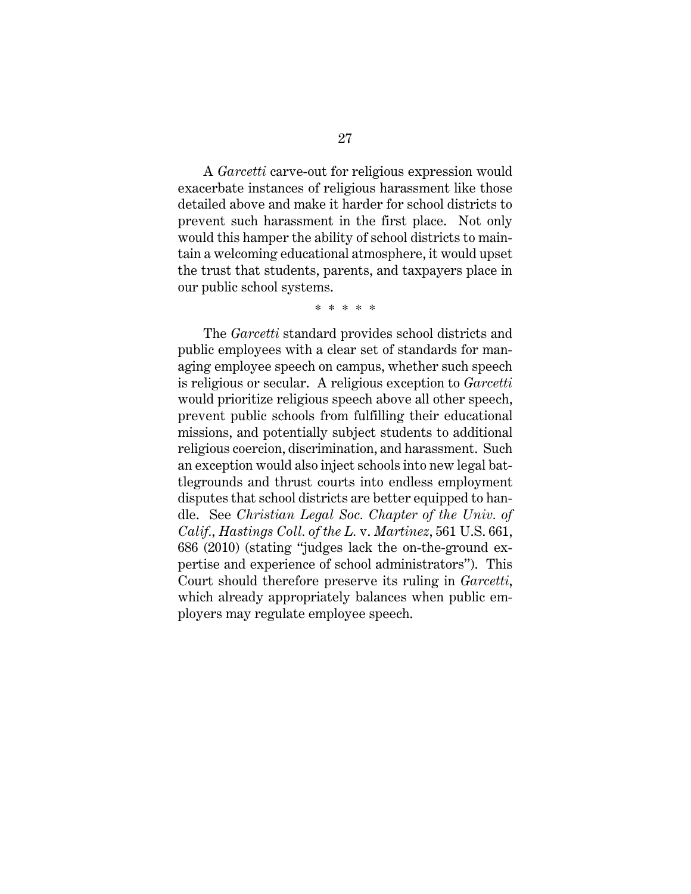A *Garcetti* carve-out for religious expression would exacerbate instances of religious harassment like those detailed above and make it harder for school districts to prevent such harassment in the first place. Not only would this hamper the ability of school districts to maintain a welcoming educational atmosphere, it would upset the trust that students, parents, and taxpayers place in our public school systems.

\* \* \* \* \*

The *Garcetti* standard provides school districts and public employees with a clear set of standards for managing employee speech on campus, whether such speech is religious or secular. A religious exception to *Garcetti* would prioritize religious speech above all other speech, prevent public schools from fulfilling their educational missions, and potentially subject students to additional religious coercion, discrimination, and harassment. Such an exception would also inject schools into new legal battlegrounds and thrust courts into endless employment disputes that school districts are better equipped to handle. See *Christian Legal Soc. Chapter of the Univ. of Calif., Hastings Coll. of the L.* v. *Martinez*, 561 U.S. 661, 686 (2010) (stating "judges lack the on-the-ground expertise and experience of school administrators"). This Court should therefore preserve its ruling in *Garcetti*, which already appropriately balances when public employers may regulate employee speech.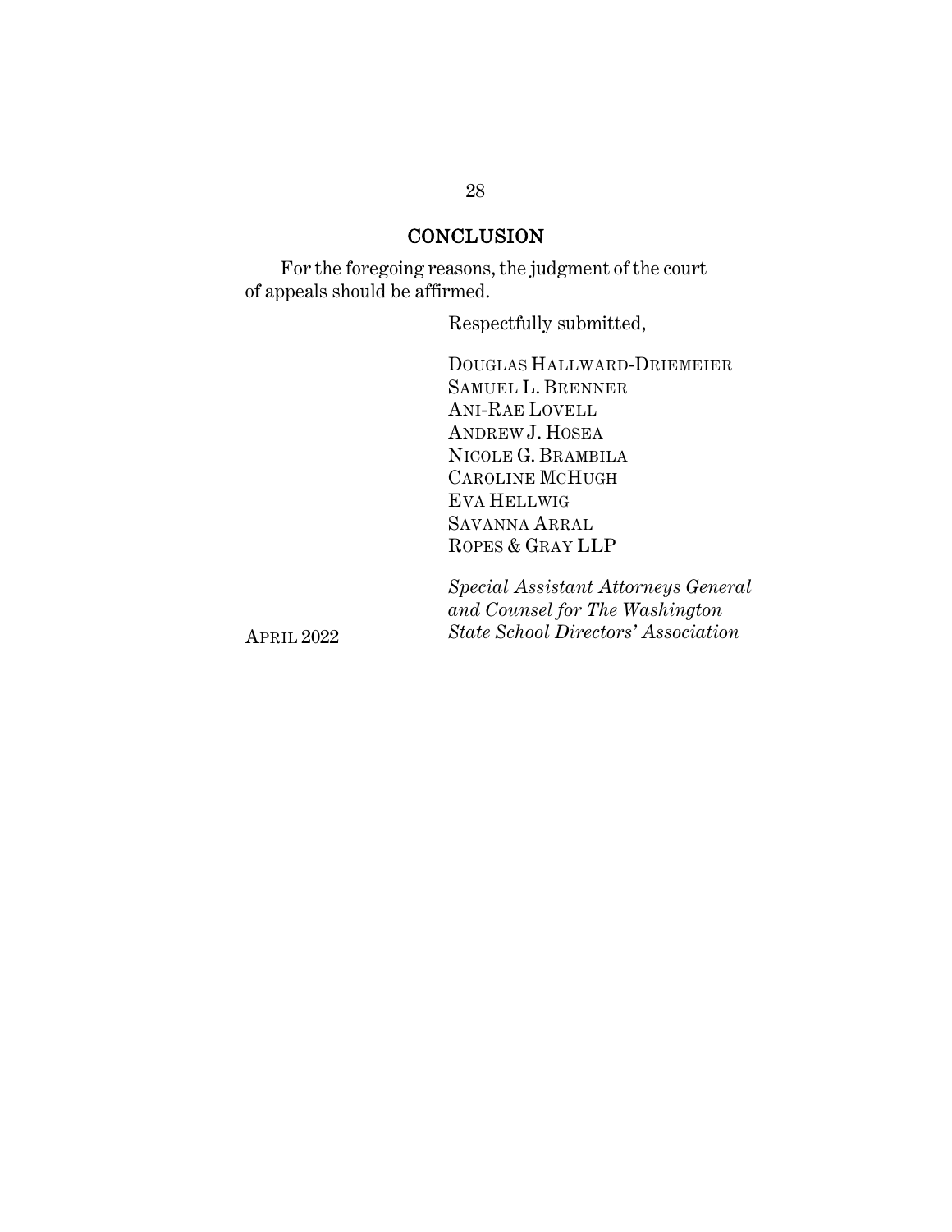## CONCLUSION

For the foregoing reasons, the judgment of the court of appeals should be affirmed.

Respectfully submitted,

DOUGLAS HALLWARD-DRIEMEIER
SAMUEL L. BRENNER
ANI-RAE LOVELL
ANDREW J. HOSEA
NICOLE G. BRAMBILA
CAROLINE MCHUGH
EVA HELLWIG
SAVANNA ARRAL
ROPES & GRAY LLP

*Special Assistant Attorneys General and Counsel for The Washington State School Directors' Association*

APRIL 2022